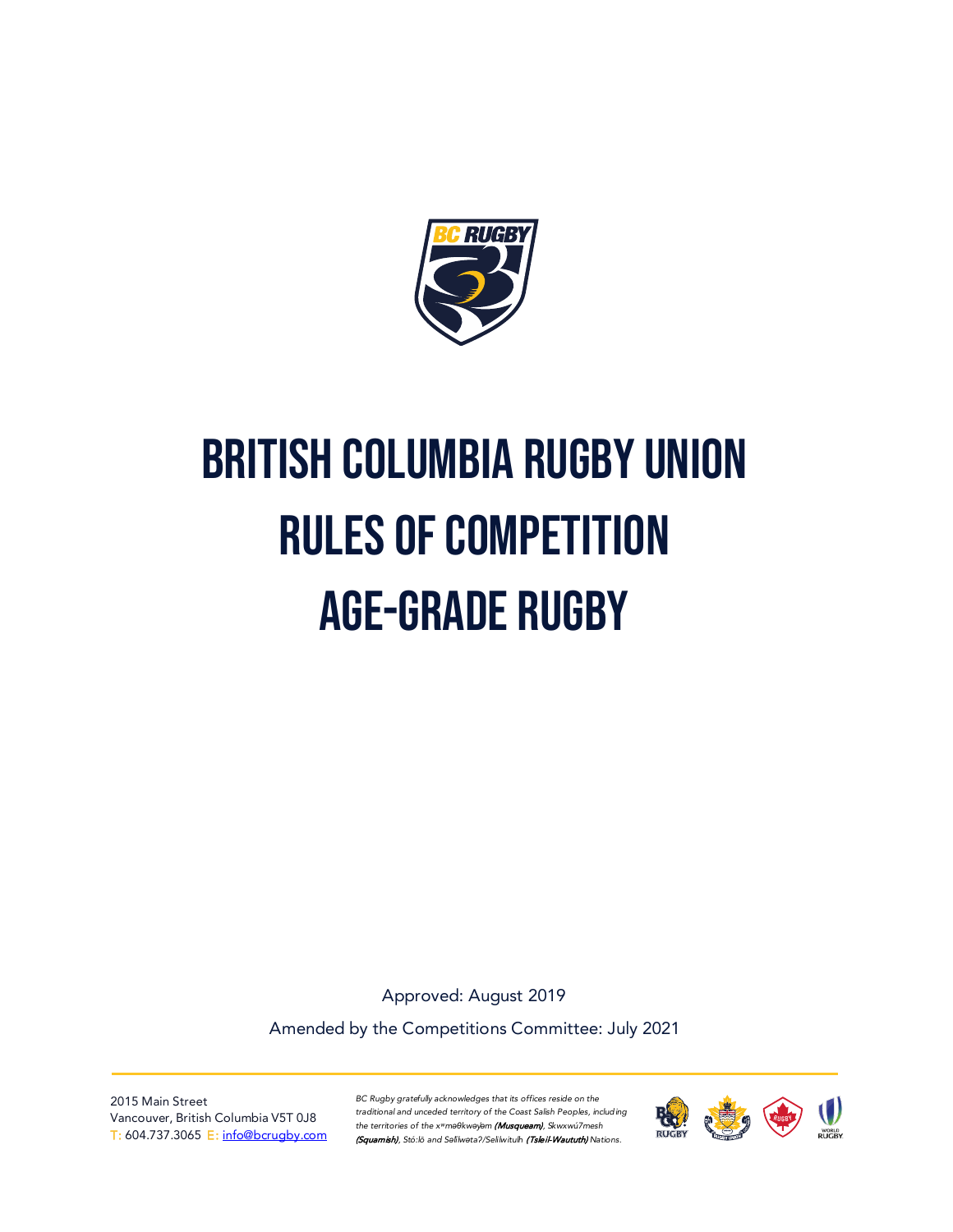# BRITISH COLUMBIA RUGBY UNION RULES OF COMPETITION AGE-GRADE RUGBY

Approved: August 2019

Amended by the Competitions Committee: July 2021

2015 Main Street
Vancouver, British Columbia V5T 0J8
T: 604.737.3065 E: info@bcrugby.com

*BC Rugby gratefully acknowledges that its offices reside on the traditional and unceded territory of the Coast Salish Peoples, including the territories of the xʷməθkʷəy̓əm **(Musqueam)**, Skwxwú7mesh **(Squamish)**, Stó:lō and Səl̓ílwətaʔ/Selilwitulh **(Tsleil-Waututh)** Nations.*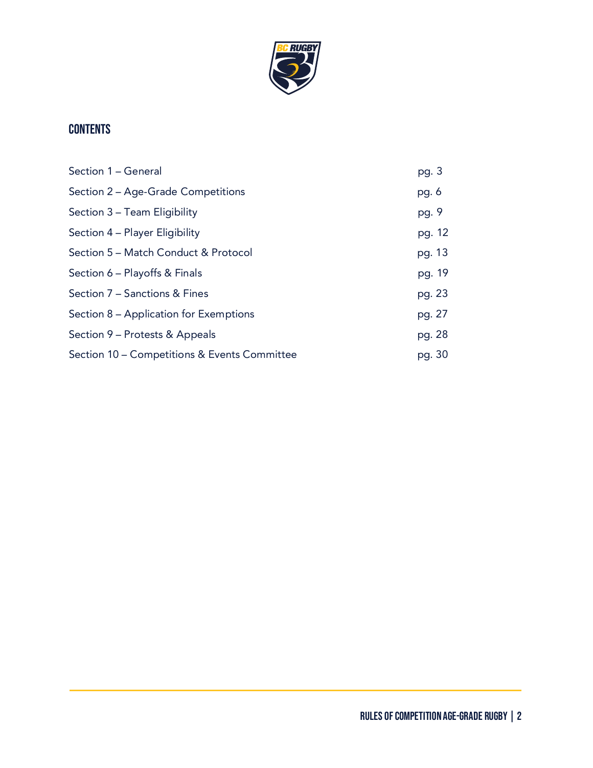## CONTENTS

| | |
|---|---|
| Section 1 – General | pg. 3 |
| Section 2 – Age-Grade Competitions | pg. 6 |
| Section 3 – Team Eligibility | pg. 9 |
| Section 4 – Player Eligibility | pg. 12 |
| Section 5 – Match Conduct & Protocol | pg. 13 |
| Section 6 – Playoffs & Finals | pg. 19 |
| Section 7 – Sanctions & Fines | pg. 23 |
| Section 8 – Application for Exemptions | pg. 27 |
| Section 9 – Protests & Appeals | pg. 28 |
| Section 10 – Competitions & Events Committee | pg. 30 |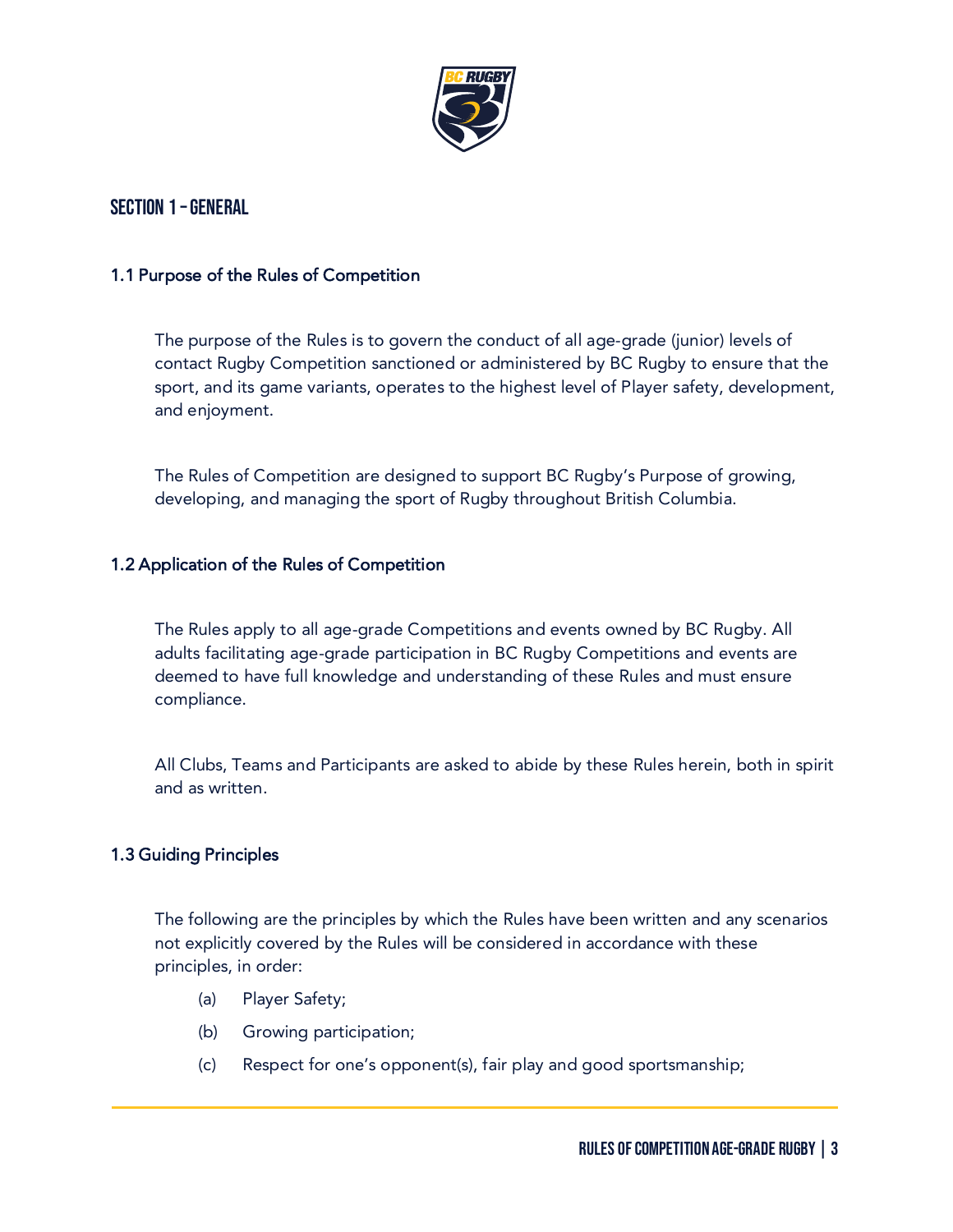# SECTION 1 – GENERAL

## 1.1 Purpose of the Rules of Competition

The purpose of the Rules is to govern the conduct of all age-grade (junior) levels of contact Rugby Competition sanctioned or administered by BC Rugby to ensure that the sport, and its game variants, operates to the highest level of Player safety, development, and enjoyment.

The Rules of Competition are designed to support BC Rugby's Purpose of growing, developing, and managing the sport of Rugby throughout British Columbia.

## 1.2 Application of the Rules of Competition

The Rules apply to all age-grade Competitions and events owned by BC Rugby. All adults facilitating age-grade participation in BC Rugby Competitions and events are deemed to have full knowledge and understanding of these Rules and must ensure compliance.

All Clubs, Teams and Participants are asked to abide by these Rules herein, both in spirit and as written.

## 1.3 Guiding Principles

The following are the principles by which the Rules have been written and any scenarios not explicitly covered by the Rules will be considered in accordance with these principles, in order:

(a) Player Safety;

(b) Growing participation;

(c) Respect for one's opponent(s), fair play and good sportsmanship;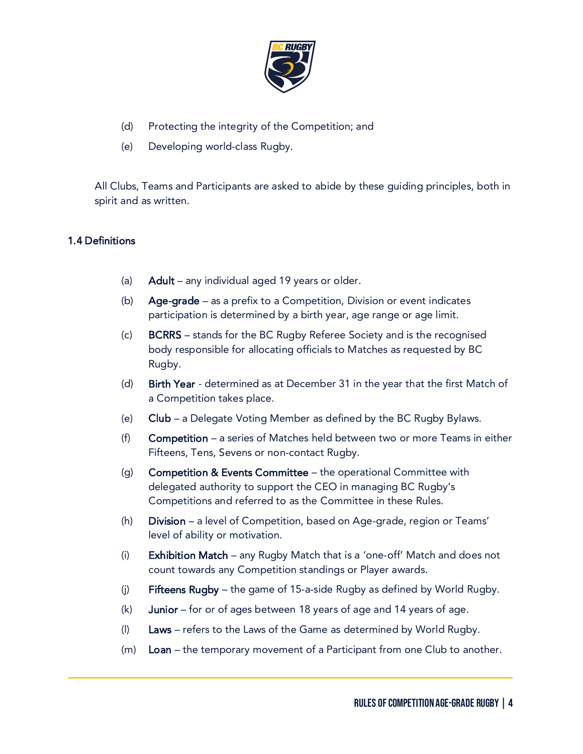(d) Protecting the integrity of the Competition; and

(e) Developing world-class Rugby.

All Clubs, Teams and Participants are asked to abide by these guiding principles, both in spirit and as written.

### 1.4 Definitions

(a) **Adult** – any individual aged 19 years or older.

(b) **Age-grade** – as a prefix to a Competition, Division or event indicates participation is determined by a birth year, age range or age limit.

(c) **BCRRS** – stands for the BC Rugby Referee Society and is the recognised body responsible for allocating officials to Matches as requested by BC Rugby.

(d) **Birth Year** - determined as at December 31 in the year that the first Match of a Competition takes place.

(e) **Club** – a Delegate Voting Member as defined by the BC Rugby Bylaws.

(f) **Competition** – a series of Matches held between two or more Teams in either Fifteens, Tens, Sevens or non-contact Rugby.

(g) **Competition & Events Committee** – the operational Committee with delegated authority to support the CEO in managing BC Rugby's Competitions and referred to as the Committee in these Rules.

(h) **Division** – a level of Competition, based on Age-grade, region or Teams' level of ability or motivation.

(i) **Exhibition Match** – any Rugby Match that is a 'one-off' Match and does not count towards any Competition standings or Player awards.

(j) **Fifteens Rugby** – the game of 15-a-side Rugby as defined by World Rugby.

(k) **Junior** – for or of ages between 18 years of age and 14 years of age.

(l) **Laws** – refers to the Laws of the Game as determined by World Rugby.

(m) **Loan** – the temporary movement of a Participant from one Club to another.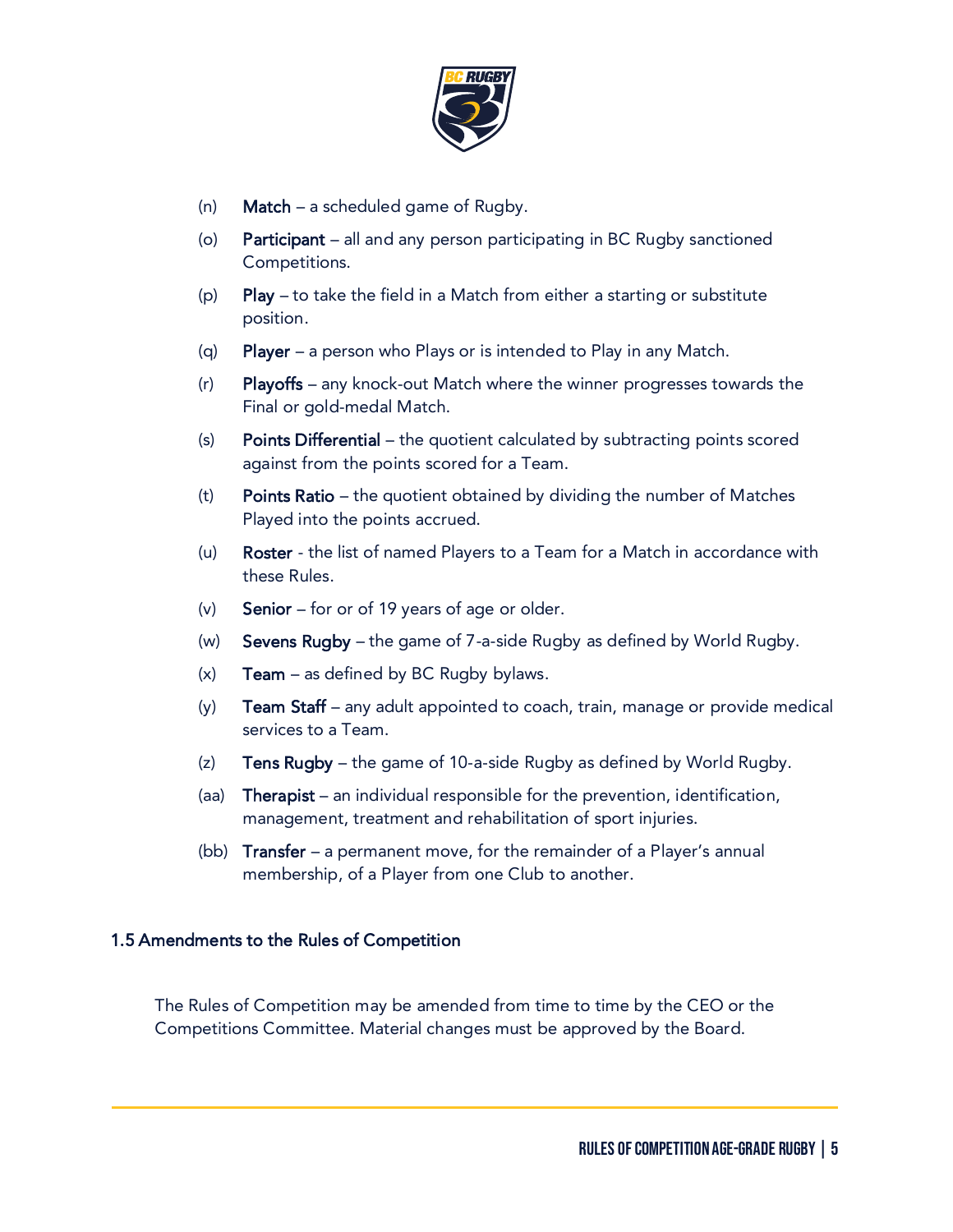(n) **Match** – a scheduled game of Rugby.

(o) **Participant** – all and any person participating in BC Rugby sanctioned Competitions.

(p) **Play** – to take the field in a Match from either a starting or substitute position.

(q) **Player** – a person who Plays or is intended to Play in any Match.

(r) **Playoffs** – any knock-out Match where the winner progresses towards the Final or gold-medal Match.

(s) **Points Differential** – the quotient calculated by subtracting points scored against from the points scored for a Team.

(t) **Points Ratio** – the quotient obtained by dividing the number of Matches Played into the points accrued.

(u) **Roster** - the list of named Players to a Team for a Match in accordance with these Rules.

(v) **Senior** – for or of 19 years of age or older.

(w) **Sevens Rugby** – the game of 7-a-side Rugby as defined by World Rugby.

(x) **Team** – as defined by BC Rugby bylaws.

(y) **Team Staff** – any adult appointed to coach, train, manage or provide medical services to a Team.

(z) **Tens Rugby** – the game of 10-a-side Rugby as defined by World Rugby.

(aa) **Therapist** – an individual responsible for the prevention, identification, management, treatment and rehabilitation of sport injuries.

(bb) **Transfer** – a permanent move, for the remainder of a Player's annual membership, of a Player from one Club to another.

### 1.5 Amendments to the Rules of Competition

The Rules of Competition may be amended from time to time by the CEO or the Competitions Committee. Material changes must be approved by the Board.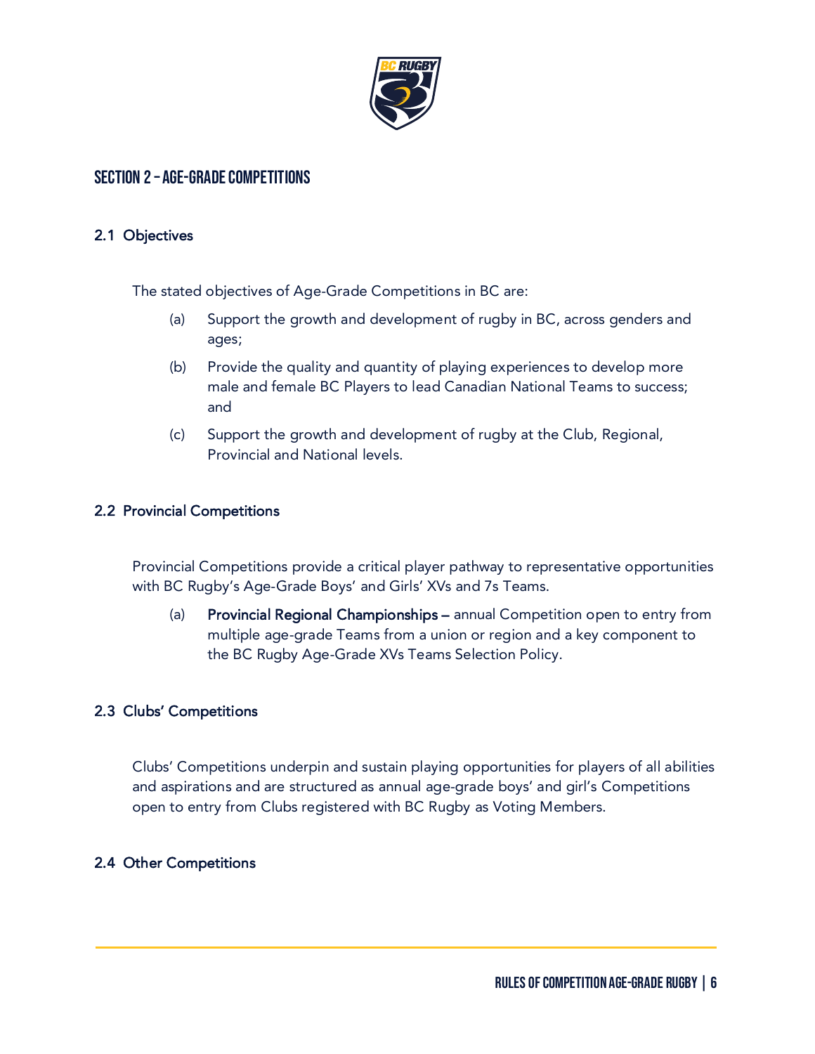# SECTION 2 – AGE-GRADE COMPETITIONS

## 2.1 Objectives

The stated objectives of Age-Grade Competitions in BC are:

(a) Support the growth and development of rugby in BC, across genders and ages;

(b) Provide the quality and quantity of playing experiences to develop more male and female BC Players to lead Canadian National Teams to success; and

(c) Support the growth and development of rugby at the Club, Regional, Provincial and National levels.

## 2.2 Provincial Competitions

Provincial Competitions provide a critical player pathway to representative opportunities with BC Rugby's Age-Grade Boys' and Girls' XVs and 7s Teams.

(a) **Provincial Regional Championships –** annual Competition open to entry from multiple age-grade Teams from a union or region and a key component to the BC Rugby Age-Grade XVs Teams Selection Policy.

## 2.3 Clubs' Competitions

Clubs' Competitions underpin and sustain playing opportunities for players of all abilities and aspirations and are structured as annual age-grade boys' and girl's Competitions open to entry from Clubs registered with BC Rugby as Voting Members.

## 2.4 Other Competitions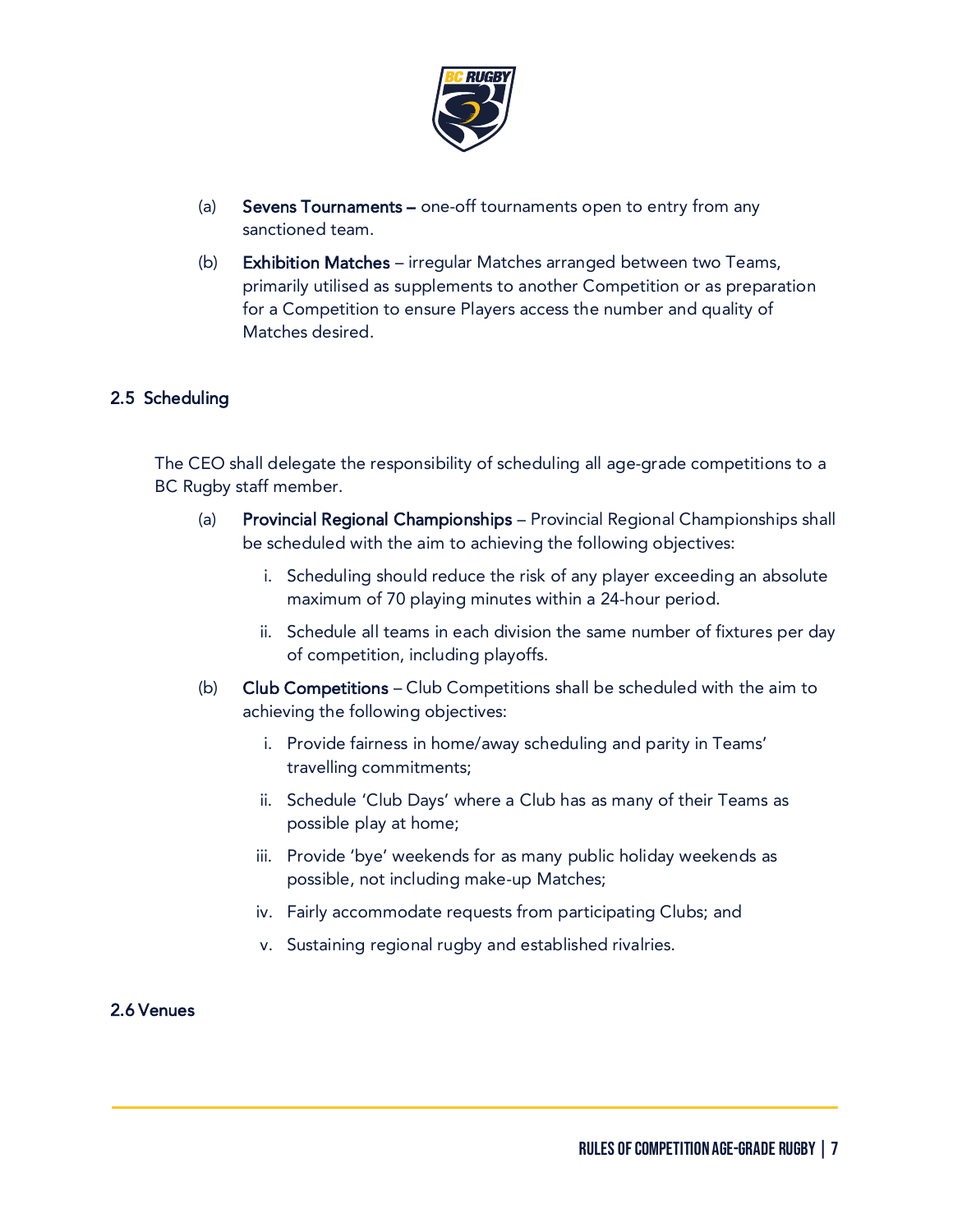(a) **Sevens Tournaments –** one-off tournaments open to entry from any sanctioned team.

(b) **Exhibition Matches** – irregular Matches arranged between two Teams, primarily utilised as supplements to another Competition or as preparation for a Competition to ensure Players access the number and quality of Matches desired.

## 2.5 Scheduling

The CEO shall delegate the responsibility of scheduling all age-grade competitions to a BC Rugby staff member.

(a) **Provincial Regional Championships** – Provincial Regional Championships shall be scheduled with the aim to achieving the following objectives:

   i. Scheduling should reduce the risk of any player exceeding an absolute maximum of 70 playing minutes within a 24-hour period.

   ii. Schedule all teams in each division the same number of fixtures per day of competition, including playoffs.

(b) **Club Competitions** – Club Competitions shall be scheduled with the aim to achieving the following objectives:

   i. Provide fairness in home/away scheduling and parity in Teams' travelling commitments;

   ii. Schedule 'Club Days' where a Club has as many of their Teams as possible play at home;

   iii. Provide 'bye' weekends for as many public holiday weekends as possible, not including make-up Matches;

   iv. Fairly accommodate requests from participating Clubs; and

   v. Sustaining regional rugby and established rivalries.

## 2.6 Venues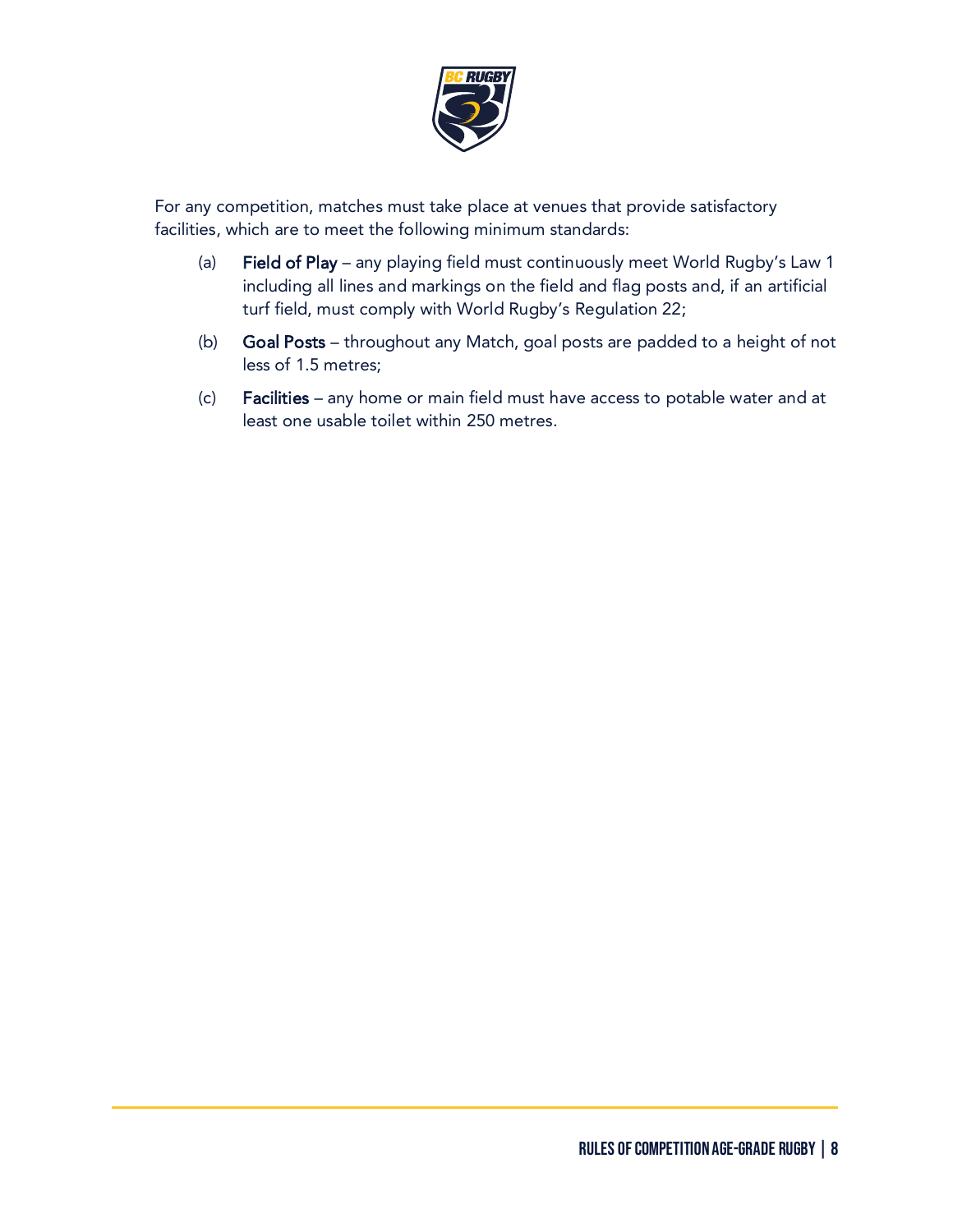For any competition, matches must take place at venues that provide satisfactory facilities, which are to meet the following minimum standards:

(a) **Field of Play** – any playing field must continuously meet World Rugby's Law 1 including all lines and markings on the field and flag posts and, if an artificial turf field, must comply with World Rugby's Regulation 22;

(b) **Goal Posts** – throughout any Match, goal posts are padded to a height of not less of 1.5 metres;

(c) **Facilities** – any home or main field must have access to potable water and at least one usable toilet within 250 metres.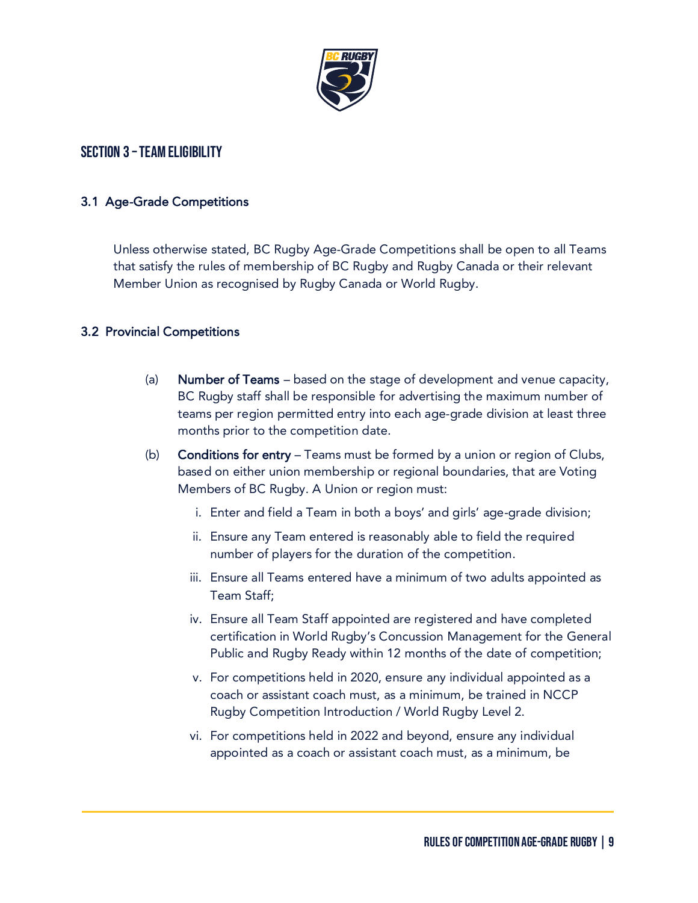## SECTION 3 – TEAM ELIGIBILITY

### 3.1 Age-Grade Competitions

Unless otherwise stated, BC Rugby Age-Grade Competitions shall be open to all Teams that satisfy the rules of membership of BC Rugby and Rugby Canada or their relevant Member Union as recognised by Rugby Canada or World Rugby.

### 3.2 Provincial Competitions

(a) **Number of Teams** – based on the stage of development and venue capacity, BC Rugby staff shall be responsible for advertising the maximum number of teams per region permitted entry into each age-grade division at least three months prior to the competition date.

(b) **Conditions for entry** – Teams must be formed by a union or region of Clubs, based on either union membership or regional boundaries, that are Voting Members of BC Rugby. A Union or region must:

i. Enter and field a Team in both a boys' and girls' age-grade division;

ii. Ensure any Team entered is reasonably able to field the required number of players for the duration of the competition.

iii. Ensure all Teams entered have a minimum of two adults appointed as Team Staff;

iv. Ensure all Team Staff appointed are registered and have completed certification in World Rugby's Concussion Management for the General Public and Rugby Ready within 12 months of the date of competition;

v. For competitions held in 2020, ensure any individual appointed as a coach or assistant coach must, as a minimum, be trained in NCCP Rugby Competition Introduction / World Rugby Level 2.

vi. For competitions held in 2022 and beyond, ensure any individual appointed as a coach or assistant coach must, as a minimum, be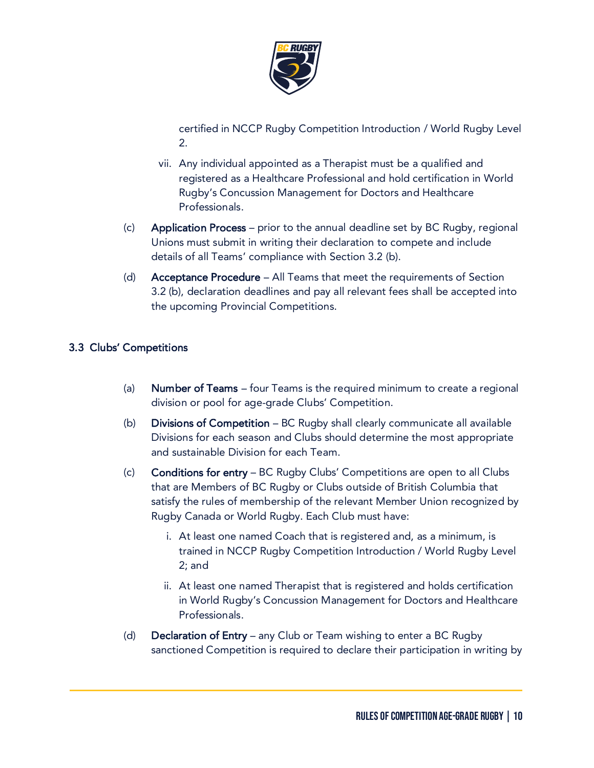certified in NCCP Rugby Competition Introduction / World Rugby Level 2.

vii. Any individual appointed as a Therapist must be a qualified and registered as a Healthcare Professional and hold certification in World Rugby's Concussion Management for Doctors and Healthcare Professionals.

(c) **Application Process** – prior to the annual deadline set by BC Rugby, regional Unions must submit in writing their declaration to compete and include details of all Teams' compliance with Section 3.2 (b).

(d) **Acceptance Procedure** – All Teams that meet the requirements of Section 3.2 (b), declaration deadlines and pay all relevant fees shall be accepted into the upcoming Provincial Competitions.

### 3.3 Clubs' Competitions

(a) **Number of Teams** – four Teams is the required minimum to create a regional division or pool for age-grade Clubs' Competition.

(b) **Divisions of Competition** – BC Rugby shall clearly communicate all available Divisions for each season and Clubs should determine the most appropriate and sustainable Division for each Team.

(c) **Conditions for entry** – BC Rugby Clubs' Competitions are open to all Clubs that are Members of BC Rugby or Clubs outside of British Columbia that satisfy the rules of membership of the relevant Member Union recognized by Rugby Canada or World Rugby. Each Club must have:

i. At least one named Coach that is registered and, as a minimum, is trained in NCCP Rugby Competition Introduction / World Rugby Level 2; and

ii. At least one named Therapist that is registered and holds certification in World Rugby's Concussion Management for Doctors and Healthcare Professionals.

(d) **Declaration of Entry** – any Club or Team wishing to enter a BC Rugby sanctioned Competition is required to declare their participation in writing by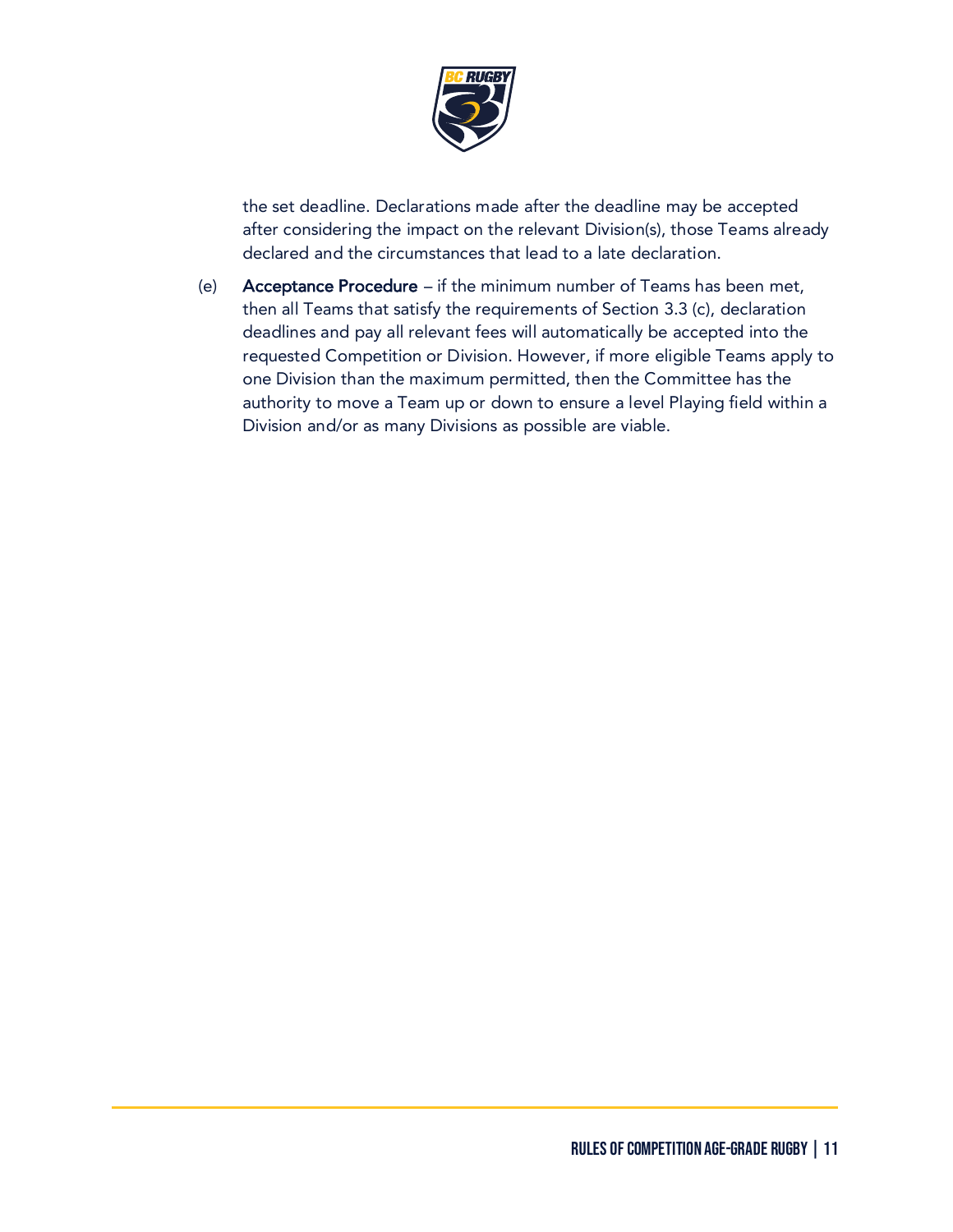the set deadline. Declarations made after the deadline may be accepted after considering the impact on the relevant Division(s), those Teams already declared and the circumstances that lead to a late declaration.

(e) **Acceptance Procedure** – if the minimum number of Teams has been met, then all Teams that satisfy the requirements of Section 3.3 (c), declaration deadlines and pay all relevant fees will automatically be accepted into the requested Competition or Division. However, if more eligible Teams apply to one Division than the maximum permitted, then the Committee has the authority to move a Team up or down to ensure a level Playing field within a Division and/or as many Divisions as possible are viable.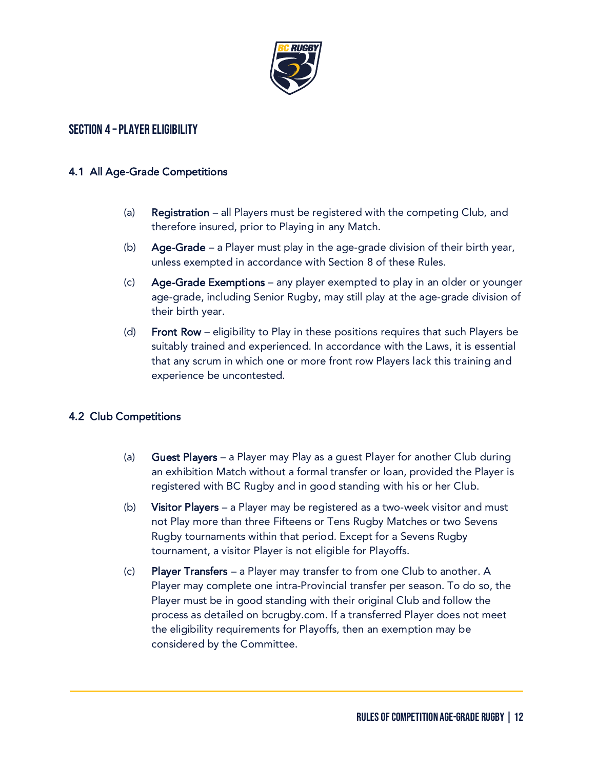## SECTION 4 – PLAYER ELIGIBILITY

### 4.1 All Age-Grade Competitions

(a) **Registration** – all Players must be registered with the competing Club, and therefore insured, prior to Playing in any Match.

(b) **Age-Grade** – a Player must play in the age-grade division of their birth year, unless exempted in accordance with Section 8 of these Rules.

(c) **Age-Grade Exemptions** – any player exempted to play in an older or younger age-grade, including Senior Rugby, may still play at the age-grade division of their birth year.

(d) **Front Row** – eligibility to Play in these positions requires that such Players be suitably trained and experienced. In accordance with the Laws, it is essential that any scrum in which one or more front row Players lack this training and experience be uncontested.

### 4.2 Club Competitions

(a) **Guest Players** – a Player may Play as a guest Player for another Club during an exhibition Match without a formal transfer or loan, provided the Player is registered with BC Rugby and in good standing with his or her Club.

(b) **Visitor Players** – a Player may be registered as a two-week visitor and must not Play more than three Fifteens or Tens Rugby Matches or two Sevens Rugby tournaments within that period. Except for a Sevens Rugby tournament, a visitor Player is not eligible for Playoffs.

(c) **Player Transfers** – a Player may transfer to from one Club to another. A Player may complete one intra-Provincial transfer per season. To do so, the Player must be in good standing with their original Club and follow the process as detailed on bcrugby.com. If a transferred Player does not meet the eligibility requirements for Playoffs, then an exemption may be considered by the Committee.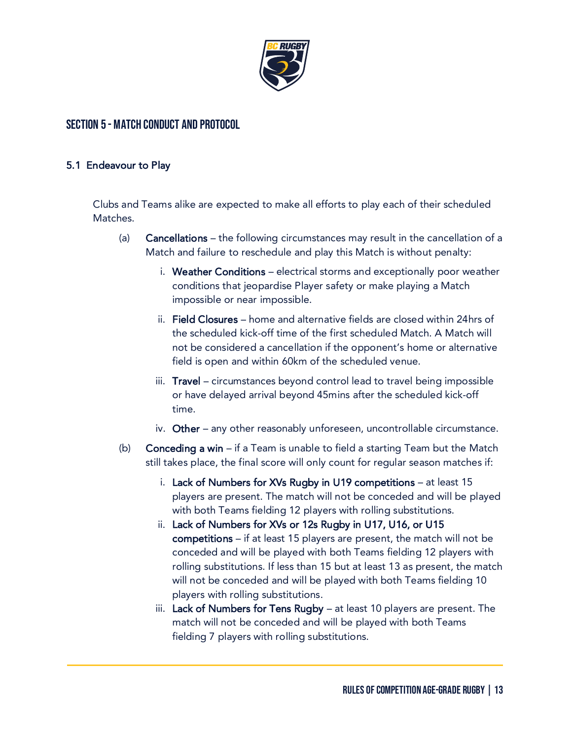## SECTION 5 - MATCH CONDUCT AND PROTOCOL

### 5.1 Endeavour to Play

Clubs and Teams alike are expected to make all efforts to play each of their scheduled Matches.

(a) **Cancellations** – the following circumstances may result in the cancellation of a Match and failure to reschedule and play this Match is without penalty:

i. **Weather Conditions** – electrical storms and exceptionally poor weather conditions that jeopardise Player safety or make playing a Match impossible or near impossible.

ii. **Field Closures** – home and alternative fields are closed within 24hrs of the scheduled kick-off time of the first scheduled Match. A Match will not be considered a cancellation if the opponent's home or alternative field is open and within 60km of the scheduled venue.

iii. **Travel** – circumstances beyond control lead to travel being impossible or have delayed arrival beyond 45mins after the scheduled kick-off time.

iv. **Other** – any other reasonably unforeseen, uncontrollable circumstance.

(b) **Conceding a win** – if a Team is unable to field a starting Team but the Match still takes place, the final score will only count for regular season matches if:

i. **Lack of Numbers for XVs Rugby in U19 competitions** – at least 15 players are present. The match will not be conceded and will be played with both Teams fielding 12 players with rolling substitutions.

ii. **Lack of Numbers for XVs or 12s Rugby in U17, U16, or U15 competitions** – if at least 15 players are present, the match will not be conceded and will be played with both Teams fielding 12 players with rolling substitutions. If less than 15 but at least 13 as present, the match will not be conceded and will be played with both Teams fielding 10 players with rolling substitutions.

iii. **Lack of Numbers for Tens Rugby** – at least 10 players are present. The match will not be conceded and will be played with both Teams fielding 7 players with rolling substitutions.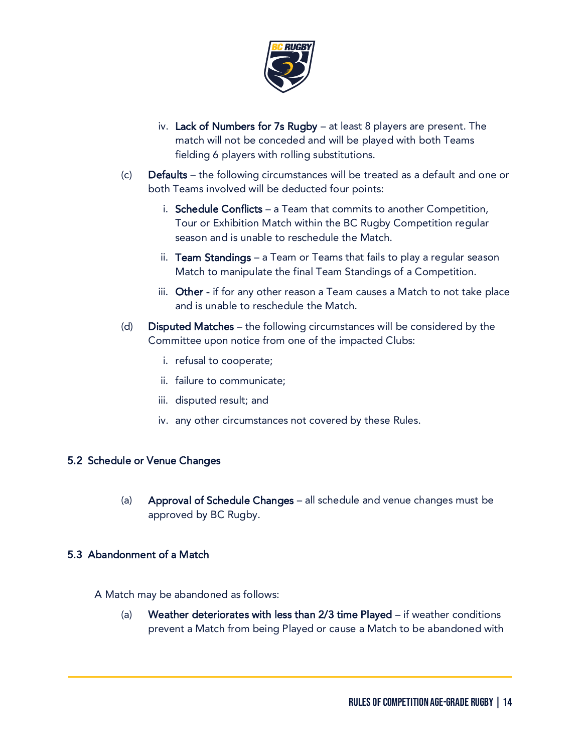iv. **Lack of Numbers for 7s Rugby** – at least 8 players are present. The match will not be conceded and will be played with both Teams fielding 6 players with rolling substitutions.

(c) **Defaults** – the following circumstances will be treated as a default and one or both Teams involved will be deducted four points:

i. **Schedule Conflicts** – a Team that commits to another Competition, Tour or Exhibition Match within the BC Rugby Competition regular season and is unable to reschedule the Match.

ii. **Team Standings** – a Team or Teams that fails to play a regular season Match to manipulate the final Team Standings of a Competition.

iii. **Other** - if for any other reason a Team causes a Match to not take place and is unable to reschedule the Match.

(d) **Disputed Matches** – the following circumstances will be considered by the Committee upon notice from one of the impacted Clubs:

i. refusal to cooperate;

ii. failure to communicate;

iii. disputed result; and

iv. any other circumstances not covered by these Rules.

### 5.2 Schedule or Venue Changes

(a) **Approval of Schedule Changes** – all schedule and venue changes must be approved by BC Rugby.

### 5.3 Abandonment of a Match

A Match may be abandoned as follows:

(a) **Weather deteriorates with less than 2/3 time Played** – if weather conditions prevent a Match from being Played or cause a Match to be abandoned with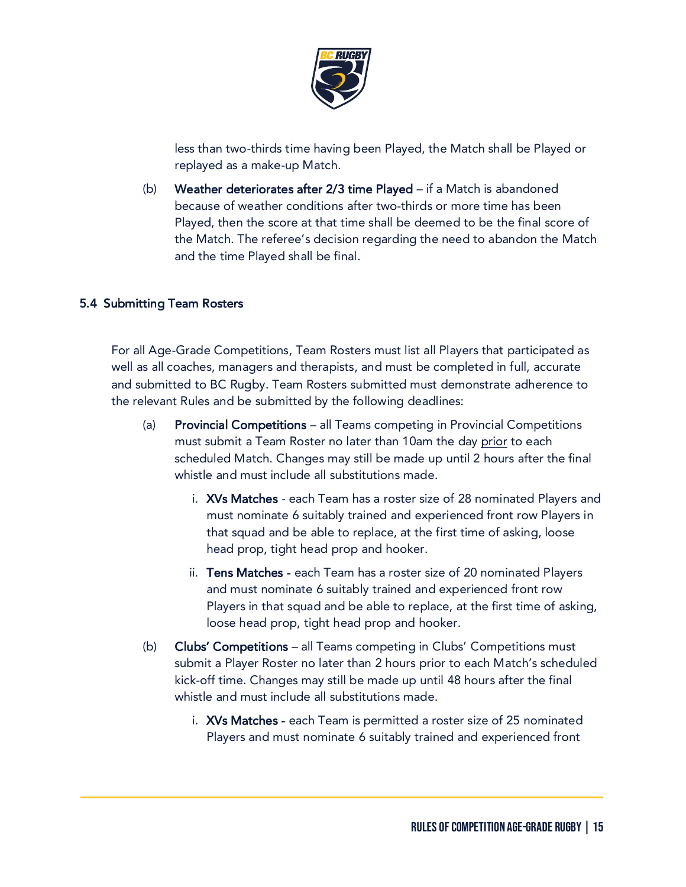less than two-thirds time having been Played, the Match shall be Played or replayed as a make-up Match.

(b) **Weather deteriorates after 2/3 time Played** – if a Match is abandoned because of weather conditions after two-thirds or more time has been Played, then the score at that time shall be deemed to be the final score of the Match. The referee's decision regarding the need to abandon the Match and the time Played shall be final.

### 5.4 Submitting Team Rosters

For all Age-Grade Competitions, Team Rosters must list all Players that participated as well as all coaches, managers and therapists, and must be completed in full, accurate and submitted to BC Rugby. Team Rosters submitted must demonstrate adherence to the relevant Rules and be submitted by the following deadlines:

(a) **Provincial Competitions** – all Teams competing in Provincial Competitions must submit a Team Roster no later than 10am the day <u>prior</u> to each scheduled Match. Changes may still be made up until 2 hours after the final whistle and must include all substitutions made.

   i. **XVs Matches** - each Team has a roster size of 28 nominated Players and must nominate 6 suitably trained and experienced front row Players in that squad and be able to replace, at the first time of asking, loose head prop, tight head prop and hooker.

   ii. **Tens Matches** - each Team has a roster size of 20 nominated Players and must nominate 6 suitably trained and experienced front row Players in that squad and be able to replace, at the first time of asking, loose head prop, tight head prop and hooker.

(b) **Clubs' Competitions** – all Teams competing in Clubs' Competitions must submit a Player Roster no later than 2 hours prior to each Match's scheduled kick-off time. Changes may still be made up until 48 hours after the final whistle and must include all substitutions made.

   i. **XVs Matches** - each Team is permitted a roster size of 25 nominated Players and must nominate 6 suitably trained and experienced front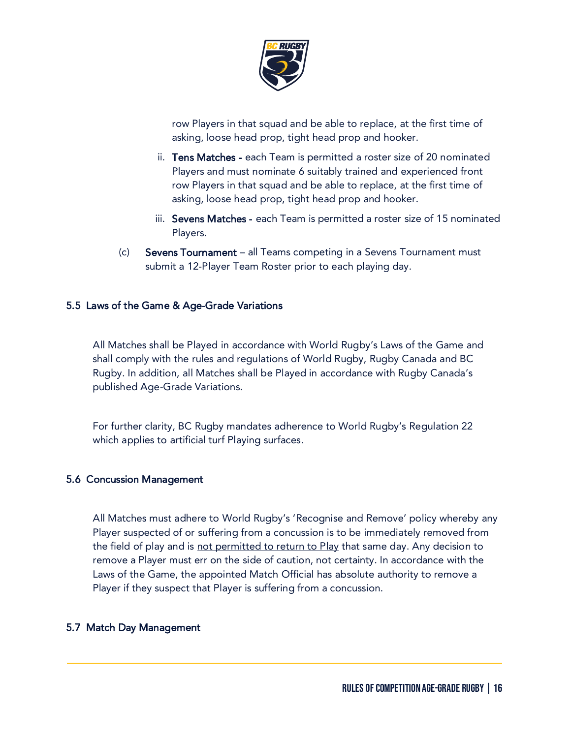row Players in that squad and be able to replace, at the first time of asking, loose head prop, tight head prop and hooker.

ii. **Tens Matches -** each Team is permitted a roster size of 20 nominated Players and must nominate 6 suitably trained and experienced front row Players in that squad and be able to replace, at the first time of asking, loose head prop, tight head prop and hooker.

iii. **Sevens Matches -** each Team is permitted a roster size of 15 nominated Players.

(c) **Sevens Tournament** – all Teams competing in a Sevens Tournament must submit a 12-Player Team Roster prior to each playing day.

### 5.5 Laws of the Game & Age-Grade Variations

All Matches shall be Played in accordance with World Rugby's Laws of the Game and shall comply with the rules and regulations of World Rugby, Rugby Canada and BC Rugby. In addition, all Matches shall be Played in accordance with Rugby Canada's published Age-Grade Variations.

For further clarity, BC Rugby mandates adherence to World Rugby's Regulation 22 which applies to artificial turf Playing surfaces.

### 5.6 Concussion Management

All Matches must adhere to World Rugby's 'Recognise and Remove' policy whereby any Player suspected of or suffering from a concussion is to be <u>immediately removed</u> from the field of play and is <u>not permitted to return to Play</u> that same day. Any decision to remove a Player must err on the side of caution, not certainty. In accordance with the Laws of the Game, the appointed Match Official has absolute authority to remove a Player if they suspect that Player is suffering from a concussion.

### 5.7 Match Day Management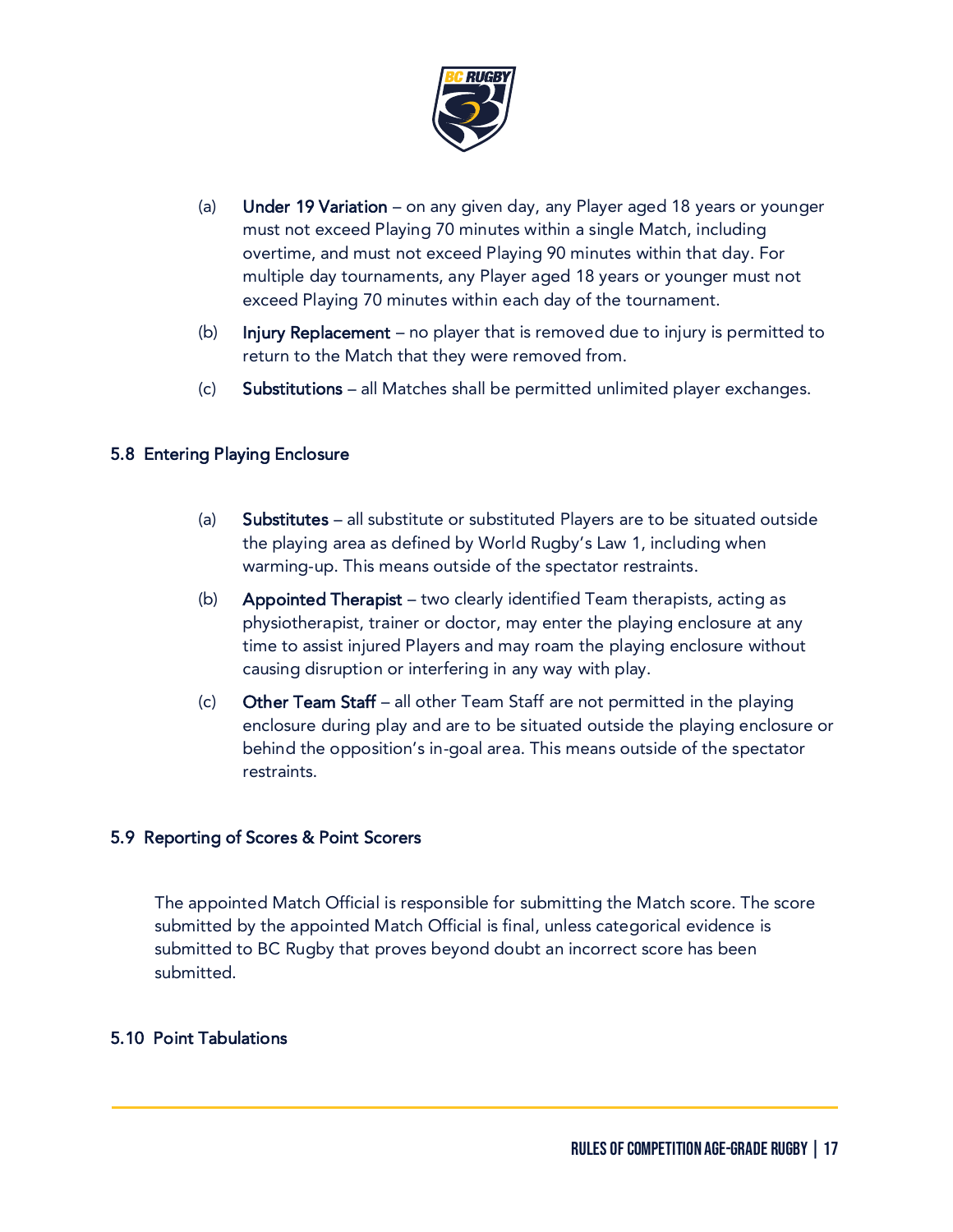(a) **Under 19 Variation** – on any given day, any Player aged 18 years or younger must not exceed Playing 70 minutes within a single Match, including overtime, and must not exceed Playing 90 minutes within that day. For multiple day tournaments, any Player aged 18 years or younger must not exceed Playing 70 minutes within each day of the tournament.

(b) **Injury Replacement** – no player that is removed due to injury is permitted to return to the Match that they were removed from.

(c) **Substitutions** – all Matches shall be permitted unlimited player exchanges.

### 5.8 Entering Playing Enclosure

(a) **Substitutes** – all substitute or substituted Players are to be situated outside the playing area as defined by World Rugby's Law 1, including when warming-up. This means outside of the spectator restraints.

(b) **Appointed Therapist** – two clearly identified Team therapists, acting as physiotherapist, trainer or doctor, may enter the playing enclosure at any time to assist injured Players and may roam the playing enclosure without causing disruption or interfering in any way with play.

(c) **Other Team Staff** – all other Team Staff are not permitted in the playing enclosure during play and are to be situated outside the playing enclosure or behind the opposition's in-goal area. This means outside of the spectator restraints.

### 5.9 Reporting of Scores & Point Scorers

The appointed Match Official is responsible for submitting the Match score. The score submitted by the appointed Match Official is final, unless categorical evidence is submitted to BC Rugby that proves beyond doubt an incorrect score has been submitted.

### 5.10 Point Tabulations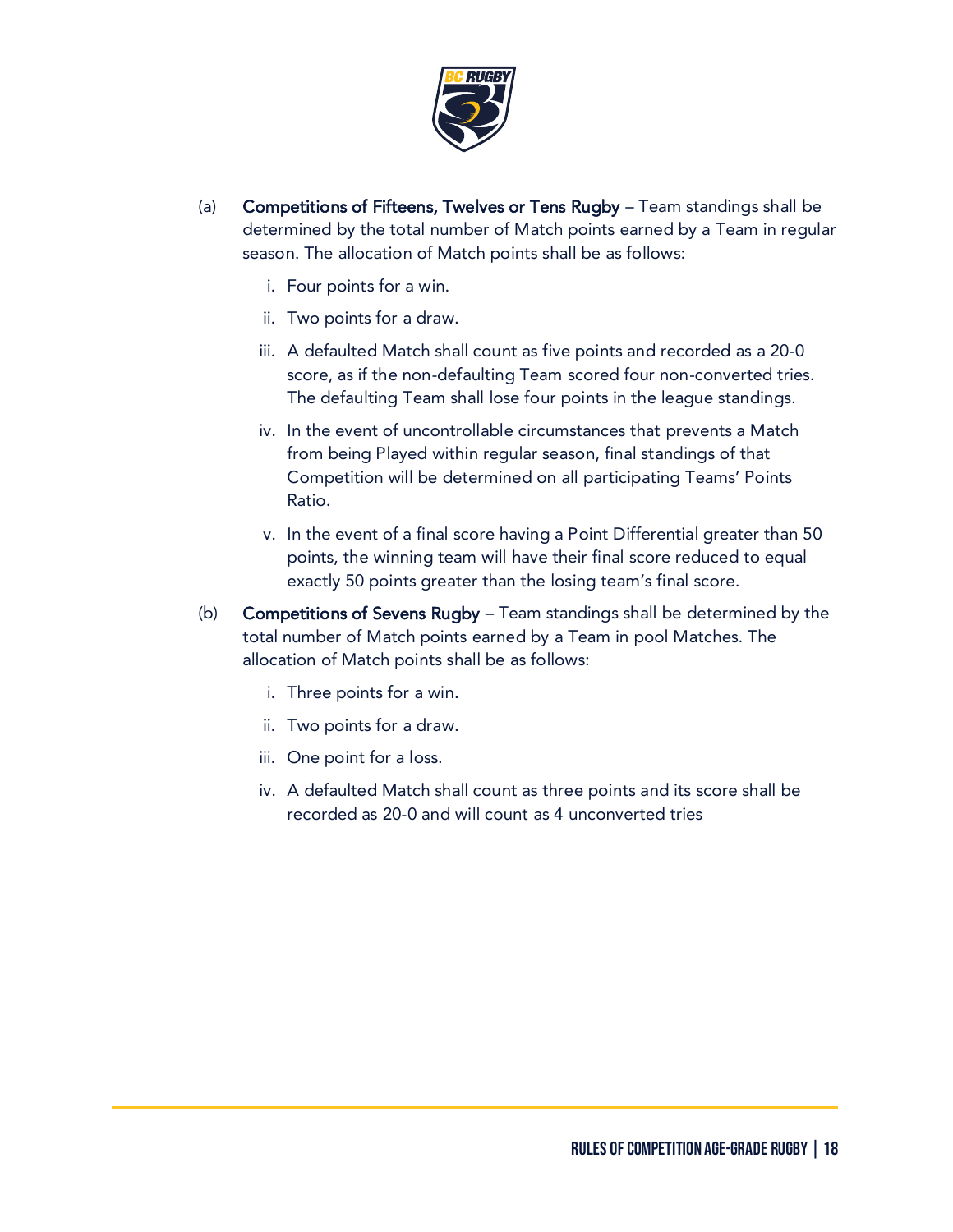(a) **Competitions of Fifteens, Twelves or Tens Rugby** – Team standings shall be determined by the total number of Match points earned by a Team in regular season. The allocation of Match points shall be as follows:

i. Four points for a win.

ii. Two points for a draw.

iii. A defaulted Match shall count as five points and recorded as a 20-0 score, as if the non-defaulting Team scored four non-converted tries. The defaulting Team shall lose four points in the league standings.

iv. In the event of uncontrollable circumstances that prevents a Match from being Played within regular season, final standings of that Competition will be determined on all participating Teams' Points Ratio.

v. In the event of a final score having a Point Differential greater than 50 points, the winning team will have their final score reduced to equal exactly 50 points greater than the losing team's final score.

(b) **Competitions of Sevens Rugby** – Team standings shall be determined by the total number of Match points earned by a Team in pool Matches. The allocation of Match points shall be as follows:

i. Three points for a win.

ii. Two points for a draw.

iii. One point for a loss.

iv. A defaulted Match shall count as three points and its score shall be recorded as 20-0 and will count as 4 unconverted tries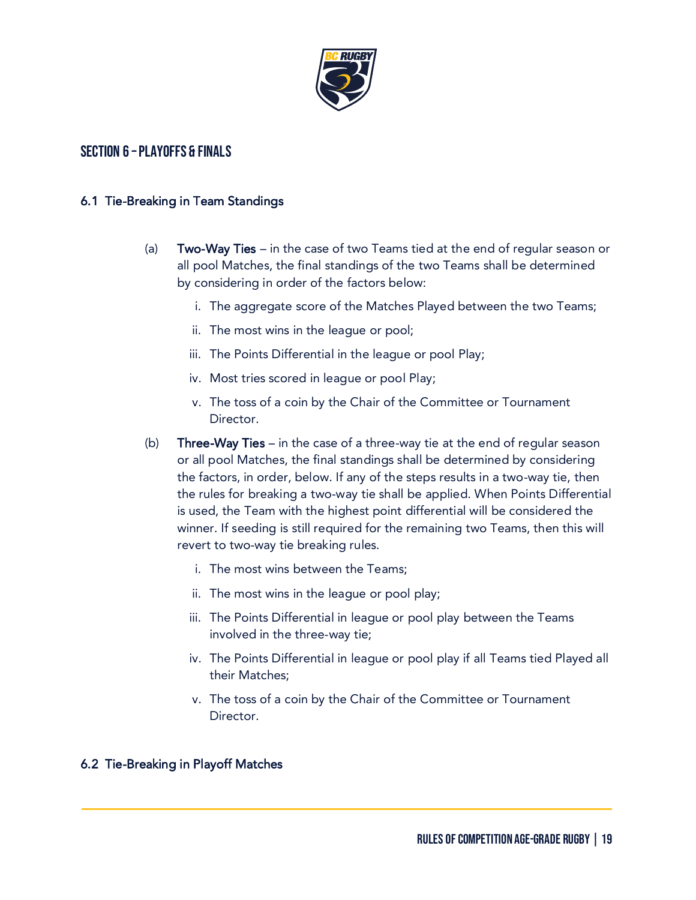## SECTION 6 – PLAYOFFS & FINALS

### 6.1 Tie-Breaking in Team Standings

(a) **Two-Way Ties** – in the case of two Teams tied at the end of regular season or all pool Matches, the final standings of the two Teams shall be determined by considering in order of the factors below:

i. The aggregate score of the Matches Played between the two Teams;

ii. The most wins in the league or pool;

iii. The Points Differential in the league or pool Play;

iv. Most tries scored in league or pool Play;

v. The toss of a coin by the Chair of the Committee or Tournament Director.

(b) **Three-Way Ties** – in the case of a three-way tie at the end of regular season or all pool Matches, the final standings shall be determined by considering the factors, in order, below. If any of the steps results in a two-way tie, then the rules for breaking a two-way tie shall be applied. When Points Differential is used, the Team with the highest point differential will be considered the winner. If seeding is still required for the remaining two Teams, then this will revert to two-way tie breaking rules.

i. The most wins between the Teams;

ii. The most wins in the league or pool play;

iii. The Points Differential in league or pool play between the Teams involved in the three-way tie;

iv. The Points Differential in league or pool play if all Teams tied Played all their Matches;

v. The toss of a coin by the Chair of the Committee or Tournament Director.

### 6.2 Tie-Breaking in Playoff Matches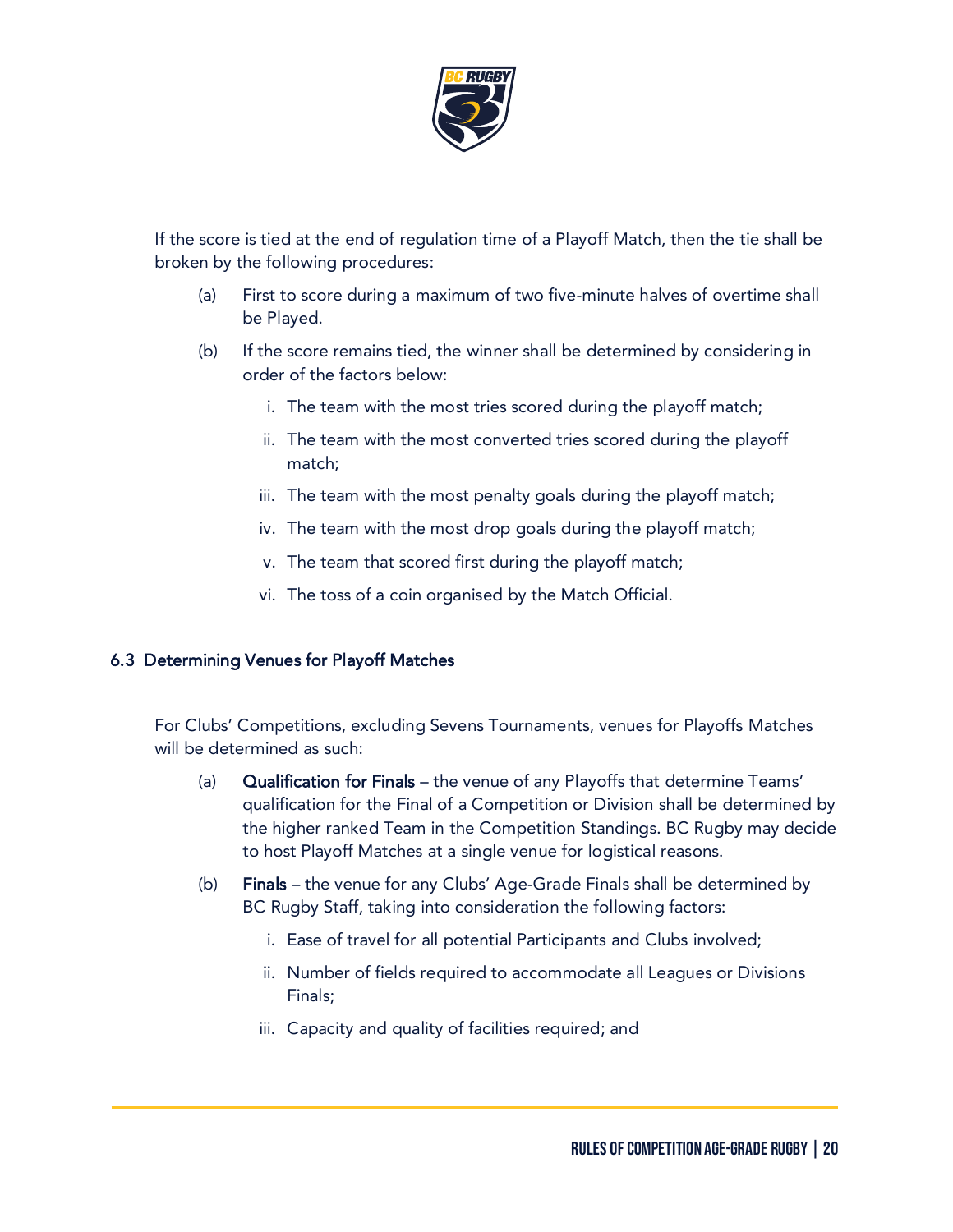If the score is tied at the end of regulation time of a Playoff Match, then the tie shall be broken by the following procedures:

(a) First to score during a maximum of two five-minute halves of overtime shall be Played.

(b) If the score remains tied, the winner shall be determined by considering in order of the factors below:

   i. The team with the most tries scored during the playoff match;

   ii. The team with the most converted tries scored during the playoff match;

   iii. The team with the most penalty goals during the playoff match;

   iv. The team with the most drop goals during the playoff match;

   v. The team that scored first during the playoff match;

   vi. The toss of a coin organised by the Match Official.

### 6.3 Determining Venues for Playoff Matches

For Clubs' Competitions, excluding Sevens Tournaments, venues for Playoffs Matches will be determined as such:

(a) **Qualification for Finals** – the venue of any Playoffs that determine Teams' qualification for the Final of a Competition or Division shall be determined by the higher ranked Team in the Competition Standings. BC Rugby may decide to host Playoff Matches at a single venue for logistical reasons.

(b) **Finals** – the venue for any Clubs' Age-Grade Finals shall be determined by BC Rugby Staff, taking into consideration the following factors:

   i. Ease of travel for all potential Participants and Clubs involved;

   ii. Number of fields required to accommodate all Leagues or Divisions Finals;

   iii. Capacity and quality of facilities required; and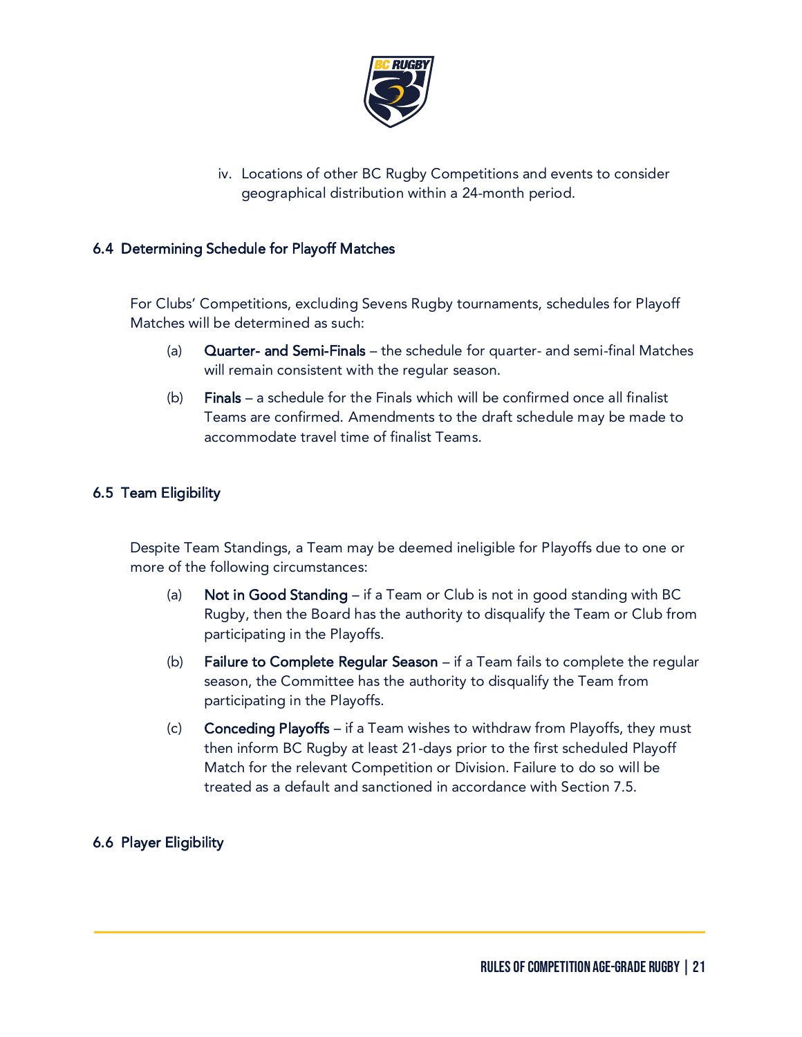iv. Locations of other BC Rugby Competitions and events to consider geographical distribution within a 24-month period.

### 6.4 Determining Schedule for Playoff Matches

For Clubs' Competitions, excluding Sevens Rugby tournaments, schedules for Playoff Matches will be determined as such:

(a) **Quarter- and Semi-Finals** – the schedule for quarter- and semi-final Matches will remain consistent with the regular season.

(b) **Finals** – a schedule for the Finals which will be confirmed once all finalist Teams are confirmed. Amendments to the draft schedule may be made to accommodate travel time of finalist Teams.

### 6.5 Team Eligibility

Despite Team Standings, a Team may be deemed ineligible for Playoffs due to one or more of the following circumstances:

(a) **Not in Good Standing** – if a Team or Club is not in good standing with BC Rugby, then the Board has the authority to disqualify the Team or Club from participating in the Playoffs.

(b) **Failure to Complete Regular Season** – if a Team fails to complete the regular season, the Committee has the authority to disqualify the Team from participating in the Playoffs.

(c) **Conceding Playoffs** – if a Team wishes to withdraw from Playoffs, they must then inform BC Rugby at least 21-days prior to the first scheduled Playoff Match for the relevant Competition or Division. Failure to do so will be treated as a default and sanctioned in accordance with Section 7.5.

### 6.6 Player Eligibility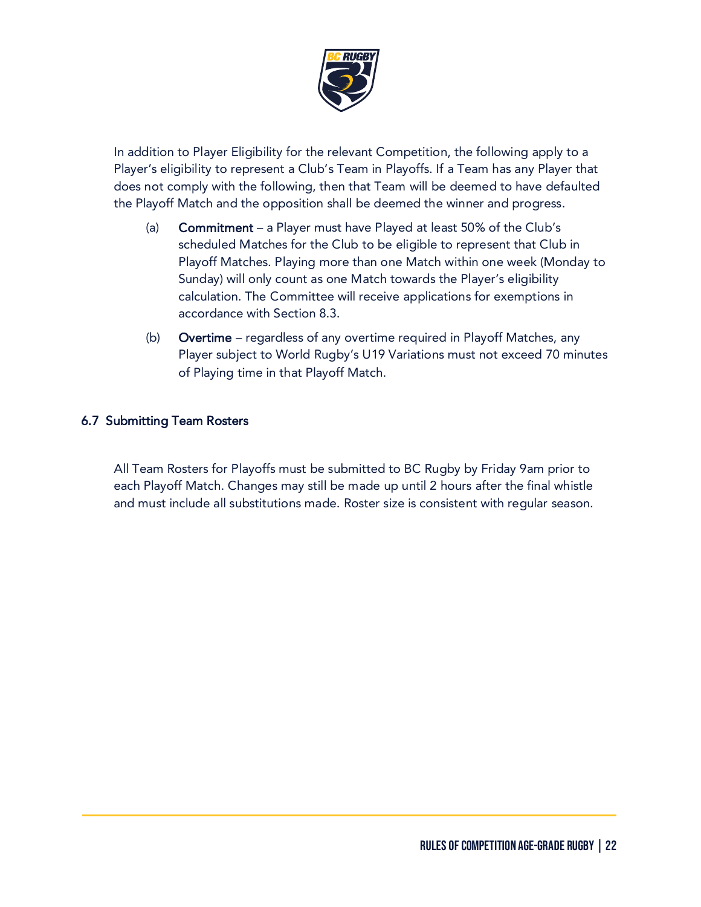In addition to Player Eligibility for the relevant Competition, the following apply to a Player's eligibility to represent a Club's Team in Playoffs. If a Team has any Player that does not comply with the following, then that Team will be deemed to have defaulted the Playoff Match and the opposition shall be deemed the winner and progress.

(a) **Commitment** – a Player must have Played at least 50% of the Club's scheduled Matches for the Club to be eligible to represent that Club in Playoff Matches. Playing more than one Match within one week (Monday to Sunday) will only count as one Match towards the Player's eligibility calculation. The Committee will receive applications for exemptions in accordance with Section 8.3.

(b) **Overtime** – regardless of any overtime required in Playoff Matches, any Player subject to World Rugby's U19 Variations must not exceed 70 minutes of Playing time in that Playoff Match.

### 6.7 Submitting Team Rosters

All Team Rosters for Playoffs must be submitted to BC Rugby by Friday 9am prior to each Playoff Match. Changes may still be made up until 2 hours after the final whistle and must include all substitutions made. Roster size is consistent with regular season.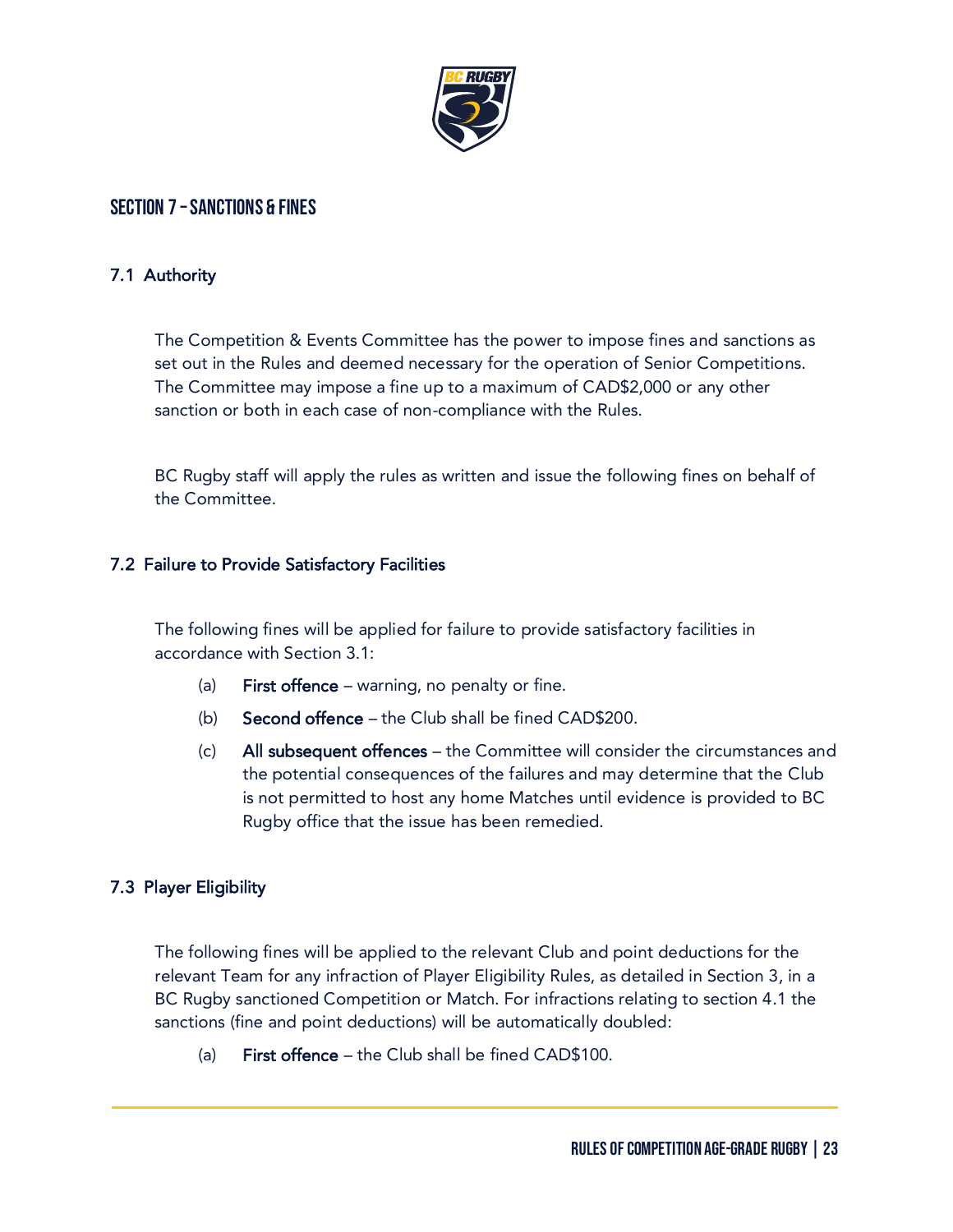## SECTION 7 – SANCTIONS & FINES

### 7.1 Authority

The Competition & Events Committee has the power to impose fines and sanctions as set out in the Rules and deemed necessary for the operation of Senior Competitions. The Committee may impose a fine up to a maximum of CAD$2,000 or any other sanction or both in each case of non-compliance with the Rules.

BC Rugby staff will apply the rules as written and issue the following fines on behalf of the Committee.

### 7.2 Failure to Provide Satisfactory Facilities

The following fines will be applied for failure to provide satisfactory facilities in accordance with Section 3.1:

(a) **First offence** – warning, no penalty or fine.

(b) **Second offence** – the Club shall be fined CAD$200.

(c) **All subsequent offences** – the Committee will consider the circumstances and the potential consequences of the failures and may determine that the Club is not permitted to host any home Matches until evidence is provided to BC Rugby office that the issue has been remedied.

### 7.3 Player Eligibility

The following fines will be applied to the relevant Club and point deductions for the relevant Team for any infraction of Player Eligibility Rules, as detailed in Section 3, in a BC Rugby sanctioned Competition or Match. For infractions relating to section 4.1 the sanctions (fine and point deductions) will be automatically doubled:

(a) **First offence** – the Club shall be fined CAD$100.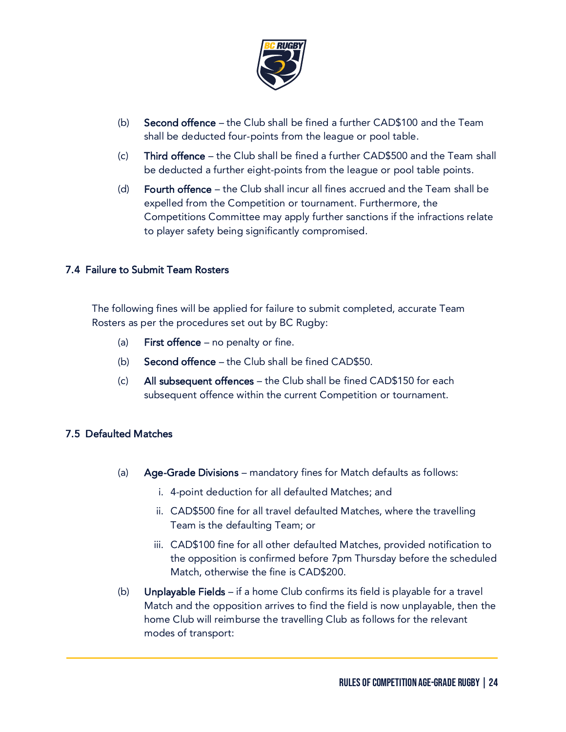(b) **Second offence** – the Club shall be fined a further CAD$100 and the Team shall be deducted four-points from the league or pool table.

(c) **Third offence** – the Club shall be fined a further CAD$500 and the Team shall be deducted a further eight-points from the league or pool table points.

(d) **Fourth offence** – the Club shall incur all fines accrued and the Team shall be expelled from the Competition or tournament. Furthermore, the Competitions Committee may apply further sanctions if the infractions relate to player safety being significantly compromised.

### 7.4 Failure to Submit Team Rosters

The following fines will be applied for failure to submit completed, accurate Team Rosters as per the procedures set out by BC Rugby:

(a) **First offence** – no penalty or fine.

(b) **Second offence** – the Club shall be fined CAD$50.

(c) **All subsequent offences** – the Club shall be fined CAD$150 for each subsequent offence within the current Competition or tournament.

### 7.5 Defaulted Matches

(a) **Age-Grade Divisions** – mandatory fines for Match defaults as follows:

  i. 4-point deduction for all defaulted Matches; and

  ii. CAD$500 fine for all travel defaulted Matches, where the travelling Team is the defaulting Team; or

  iii. CAD$100 fine for all other defaulted Matches, provided notification to the opposition is confirmed before 7pm Thursday before the scheduled Match, otherwise the fine is CAD$200.

(b) **Unplayable Fields** – if a home Club confirms its field is playable for a travel Match and the opposition arrives to find the field is now unplayable, then the home Club will reimburse the travelling Club as follows for the relevant modes of transport: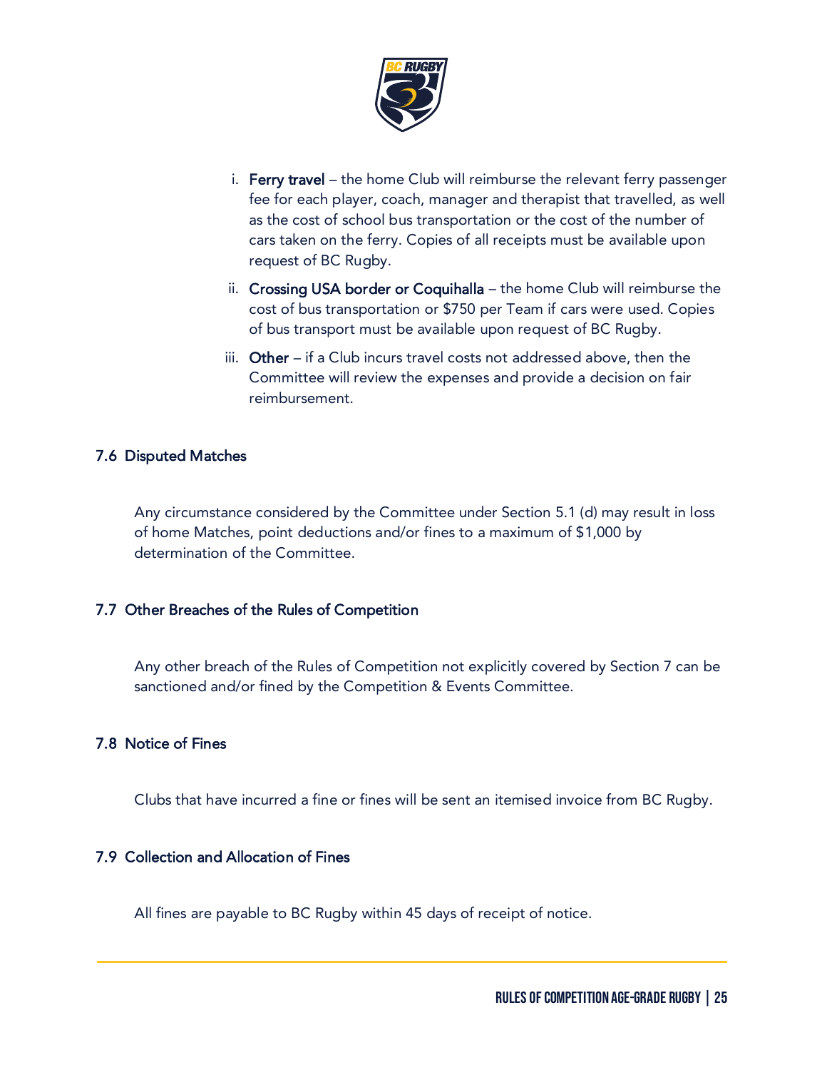i. **Ferry travel** – the home Club will reimburse the relevant ferry passenger fee for each player, coach, manager and therapist that travelled, as well as the cost of school bus transportation or the cost of the number of cars taken on the ferry. Copies of all receipts must be available upon request of BC Rugby.

ii. **Crossing USA border or Coquihalla** – the home Club will reimburse the cost of bus transportation or $750 per Team if cars were used. Copies of bus transport must be available upon request of BC Rugby.

iii. **Other** – if a Club incurs travel costs not addressed above, then the Committee will review the expenses and provide a decision on fair reimbursement.

### 7.6 Disputed Matches

Any circumstance considered by the Committee under Section 5.1 (d) may result in loss of home Matches, point deductions and/or fines to a maximum of $1,000 by determination of the Committee.

### 7.7 Other Breaches of the Rules of Competition

Any other breach of the Rules of Competition not explicitly covered by Section 7 can be sanctioned and/or fined by the Competition & Events Committee.

### 7.8 Notice of Fines

Clubs that have incurred a fine or fines will be sent an itemised invoice from BC Rugby.

### 7.9 Collection and Allocation of Fines

All fines are payable to BC Rugby within 45 days of receipt of notice.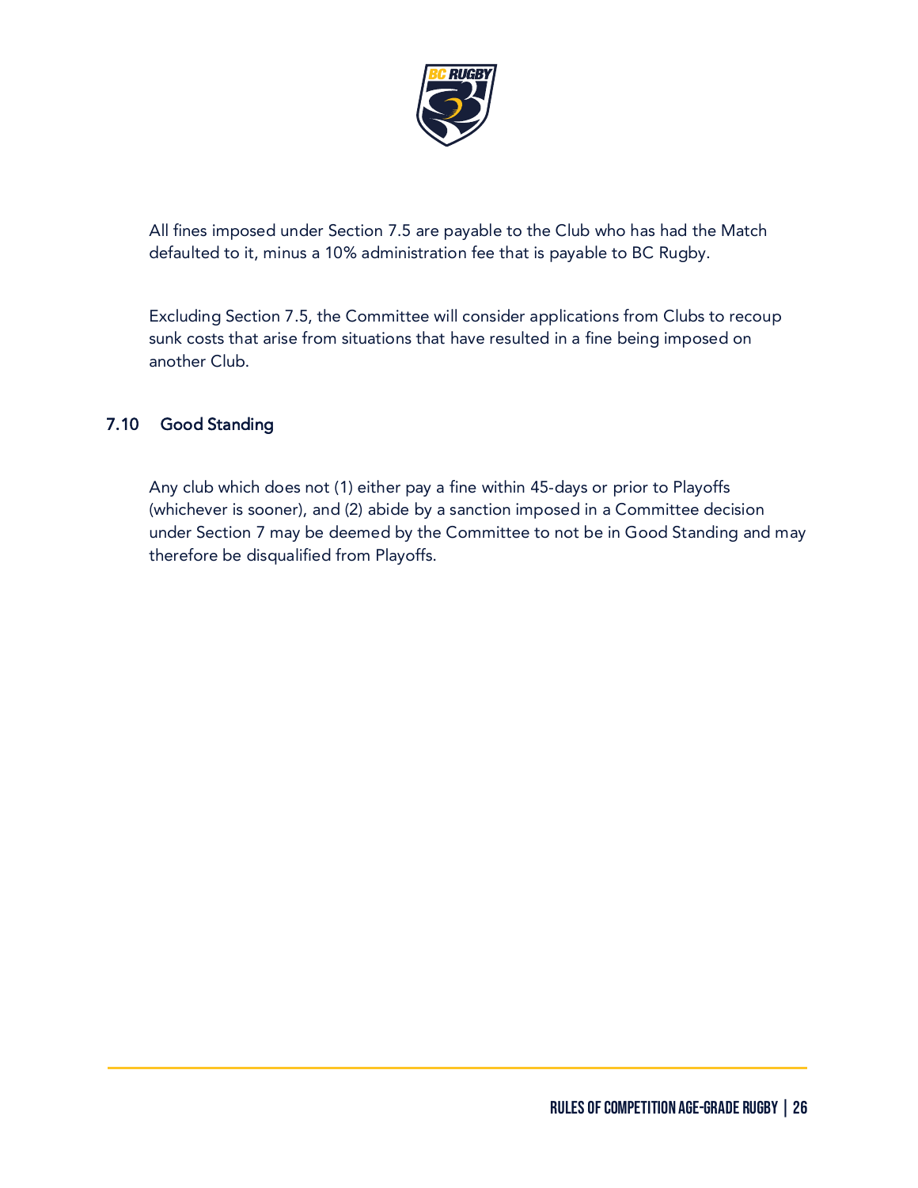All fines imposed under Section 7.5 are payable to the Club who has had the Match defaulted to it, minus a 10% administration fee that is payable to BC Rugby.

Excluding Section 7.5, the Committee will consider applications from Clubs to recoup sunk costs that arise from situations that have resulted in a fine being imposed on another Club.

## 7.10 Good Standing

Any club which does not (1) either pay a fine within 45-days or prior to Playoffs (whichever is sooner), and (2) abide by a sanction imposed in a Committee decision under Section 7 may be deemed by the Committee to not be in Good Standing and may therefore be disqualified from Playoffs.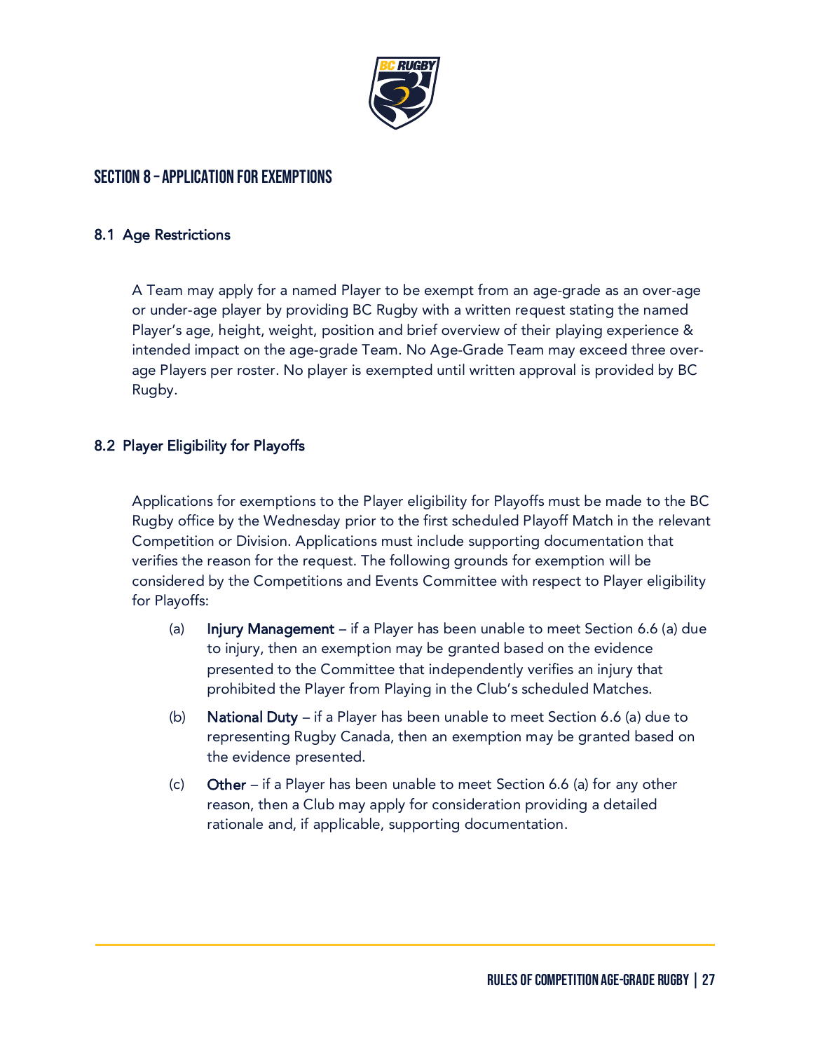# SECTION 8 – APPLICATION FOR EXEMPTIONS

## 8.1 Age Restrictions

A Team may apply for a named Player to be exempt from an age-grade as an over-age or under-age player by providing BC Rugby with a written request stating the named Player's age, height, weight, position and brief overview of their playing experience & intended impact on the age-grade Team. No Age-Grade Team may exceed three over-age Players per roster. No player is exempted until written approval is provided by BC Rugby.

## 8.2 Player Eligibility for Playoffs

Applications for exemptions to the Player eligibility for Playoffs must be made to the BC Rugby office by the Wednesday prior to the first scheduled Playoff Match in the relevant Competition or Division. Applications must include supporting documentation that verifies the reason for the request. The following grounds for exemption will be considered by the Competitions and Events Committee with respect to Player eligibility for Playoffs:

(a) **Injury Management** – if a Player has been unable to meet Section 6.6 (a) due to injury, then an exemption may be granted based on the evidence presented to the Committee that independently verifies an injury that prohibited the Player from Playing in the Club's scheduled Matches.

(b) **National Duty** – if a Player has been unable to meet Section 6.6 (a) due to representing Rugby Canada, then an exemption may be granted based on the evidence presented.

(c) **Other** – if a Player has been unable to meet Section 6.6 (a) for any other reason, then a Club may apply for consideration providing a detailed rationale and, if applicable, supporting documentation.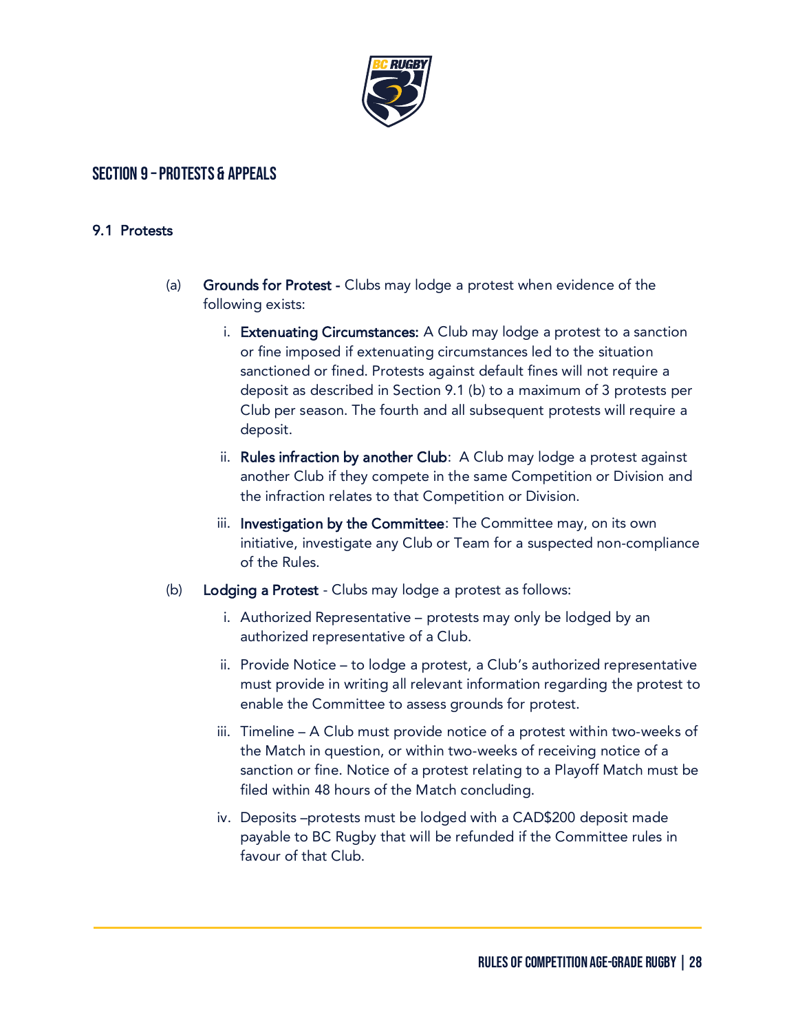## SECTION 9 – PROTESTS & APPEALS

### 9.1 Protests

(a) **Grounds for Protest** - Clubs may lodge a protest when evidence of the following exists:

i. **Extenuating Circumstances:** A Club may lodge a protest to a sanction or fine imposed if extenuating circumstances led to the situation sanctioned or fined. Protests against default fines will not require a deposit as described in Section 9.1 (b) to a maximum of 3 protests per Club per season. The fourth and all subsequent protests will require a deposit.

ii. **Rules infraction by another Club**: A Club may lodge a protest against another Club if they compete in the same Competition or Division and the infraction relates to that Competition or Division.

iii. **Investigation by the Committee**: The Committee may, on its own initiative, investigate any Club or Team for a suspected non-compliance of the Rules.

(b) **Lodging a Protest** - Clubs may lodge a protest as follows:

i. Authorized Representative – protests may only be lodged by an authorized representative of a Club.

ii. Provide Notice – to lodge a protest, a Club's authorized representative must provide in writing all relevant information regarding the protest to enable the Committee to assess grounds for protest.

iii. Timeline – A Club must provide notice of a protest within two-weeks of the Match in question, or within two-weeks of receiving notice of a sanction or fine. Notice of a protest relating to a Playoff Match must be filed within 48 hours of the Match concluding.

iv. Deposits –protests must be lodged with a CAD$200 deposit made payable to BC Rugby that will be refunded if the Committee rules in favour of that Club.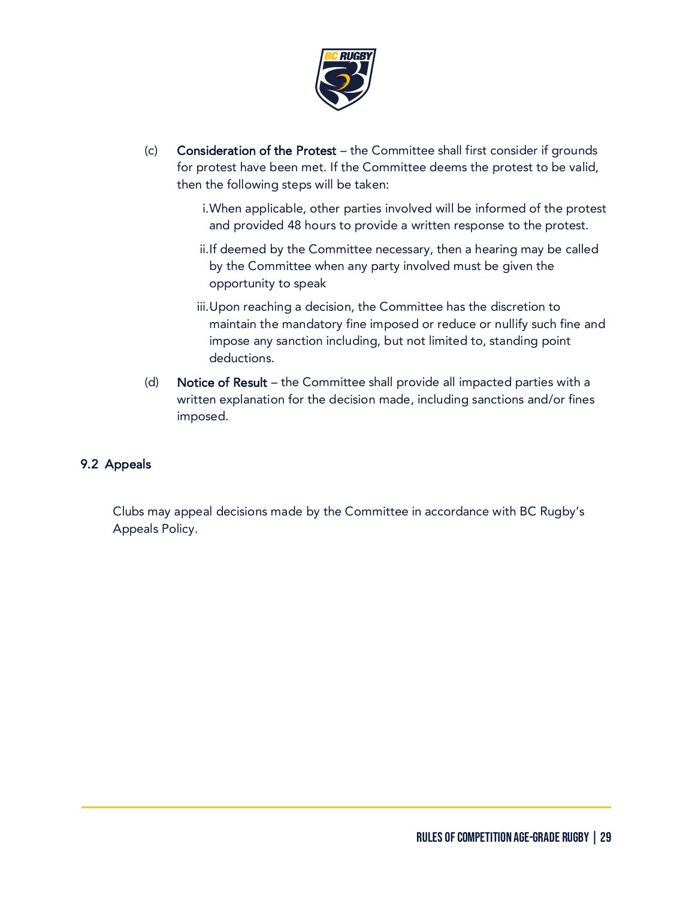(c) **Consideration of the Protest** – the Committee shall first consider if grounds for protest have been met. If the Committee deems the protest to be valid, then the following steps will be taken:

   i. When applicable, other parties involved will be informed of the protest and provided 48 hours to provide a written response to the protest.

   ii. If deemed by the Committee necessary, then a hearing may be called by the Committee when any party involved must be given the opportunity to speak

   iii. Upon reaching a decision, the Committee has the discretion to maintain the mandatory fine imposed or reduce or nullify such fine and impose any sanction including, but not limited to, standing point deductions.

(d) **Notice of Result** – the Committee shall provide all impacted parties with a written explanation for the decision made, including sanctions and/or fines imposed.

## 9.2 Appeals

Clubs may appeal decisions made by the Committee in accordance with BC Rugby's Appeals Policy.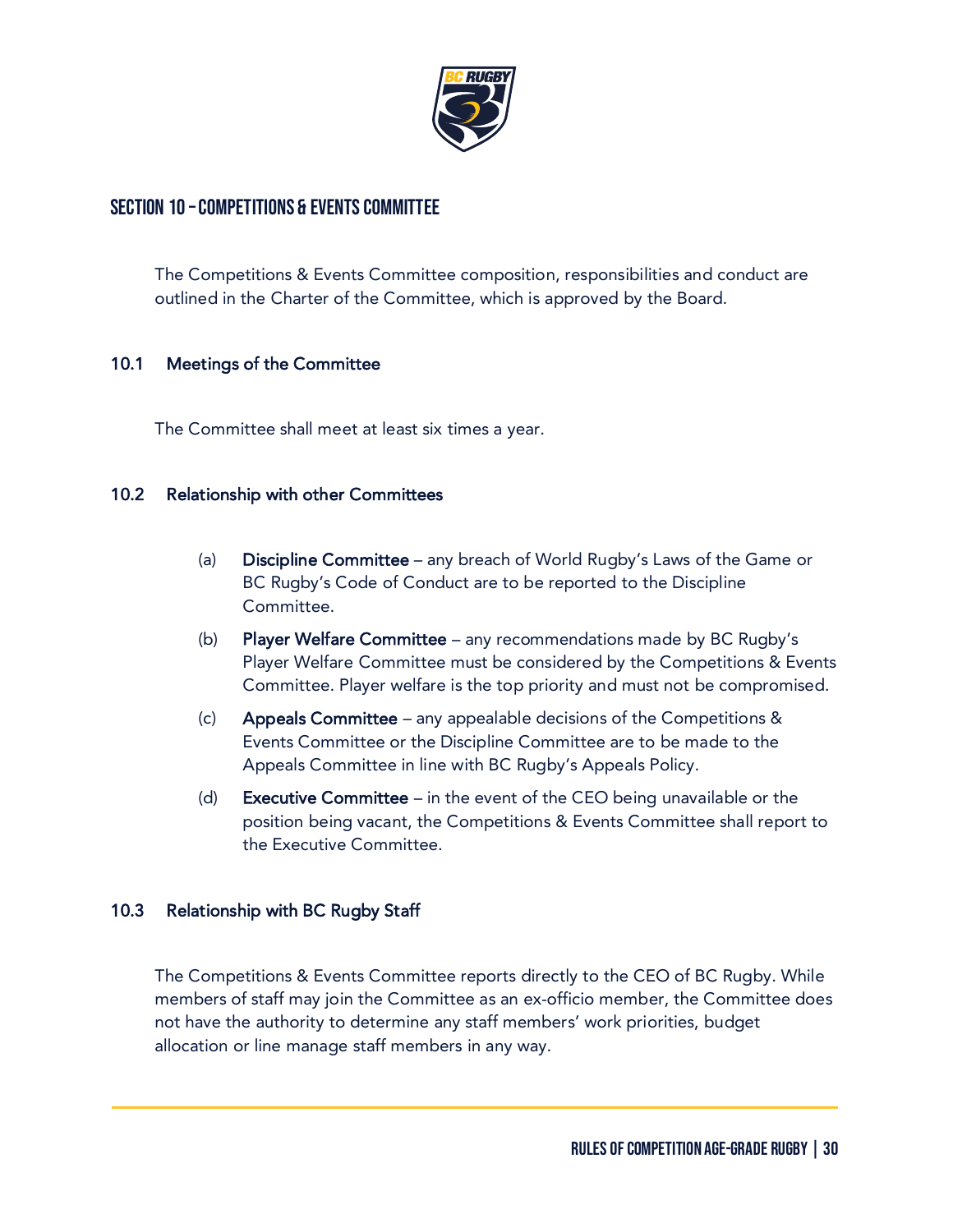## SECTION 10 – COMPETITIONS & EVENTS COMMITTEE

The Competitions & Events Committee composition, responsibilities and conduct are outlined in the Charter of the Committee, which is approved by the Board.

### 10.1 Meetings of the Committee

The Committee shall meet at least six times a year.

### 10.2 Relationship with other Committees

(a) **Discipline Committee** – any breach of World Rugby's Laws of the Game or BC Rugby's Code of Conduct are to be reported to the Discipline Committee.

(b) **Player Welfare Committee** – any recommendations made by BC Rugby's Player Welfare Committee must be considered by the Competitions & Events Committee. Player welfare is the top priority and must not be compromised.

(c) **Appeals Committee** – any appealable decisions of the Competitions & Events Committee or the Discipline Committee are to be made to the Appeals Committee in line with BC Rugby's Appeals Policy.

(d) **Executive Committee** – in the event of the CEO being unavailable or the position being vacant, the Competitions & Events Committee shall report to the Executive Committee.

### 10.3 Relationship with BC Rugby Staff

The Competitions & Events Committee reports directly to the CEO of BC Rugby. While members of staff may join the Committee as an ex-officio member, the Committee does not have the authority to determine any staff members' work priorities, budget allocation or line manage staff members in any way.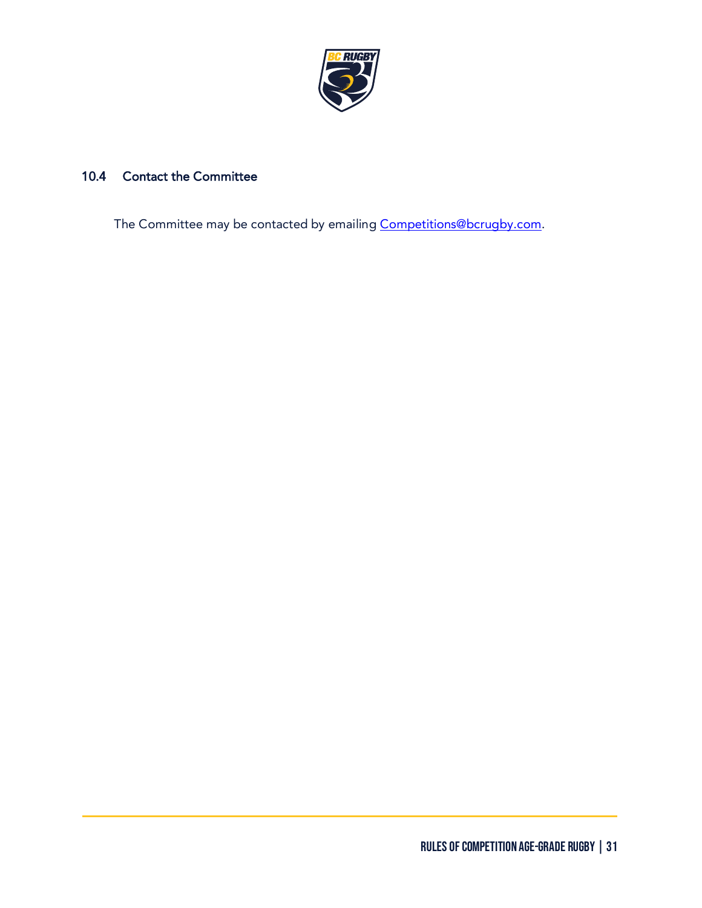## 10.4 Contact the Committee

The Committee may be contacted by emailing Competitions@bcrugby.com.